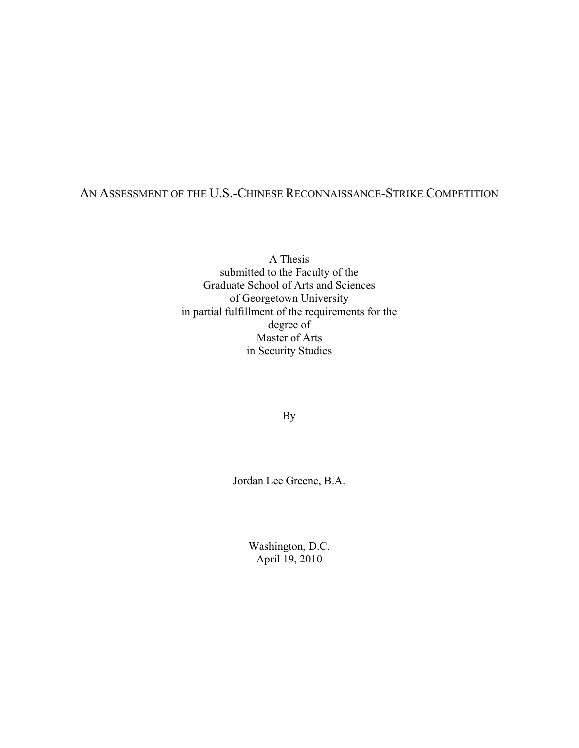# An Assessment of the U.S.-Chinese Reconnaissance-Strike Competition

A Thesis
submitted to the Faculty of the
Graduate School of Arts and Sciences
of Georgetown University
in partial fulfillment of the requirements for the
degree of
Master of Arts
in Security Studies

By

Jordan Lee Greene, B.A.

Washington, D.C.
April 19, 2010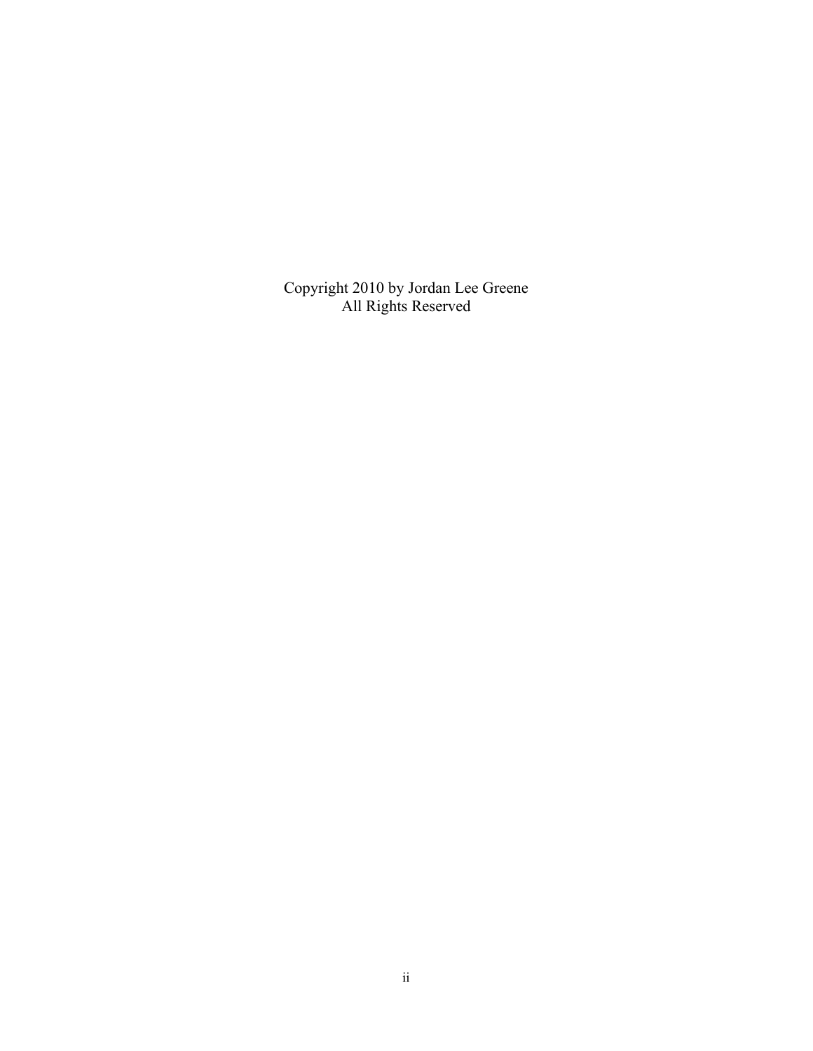Copyright 2010 by Jordan Lee Greene
All Rights Reserved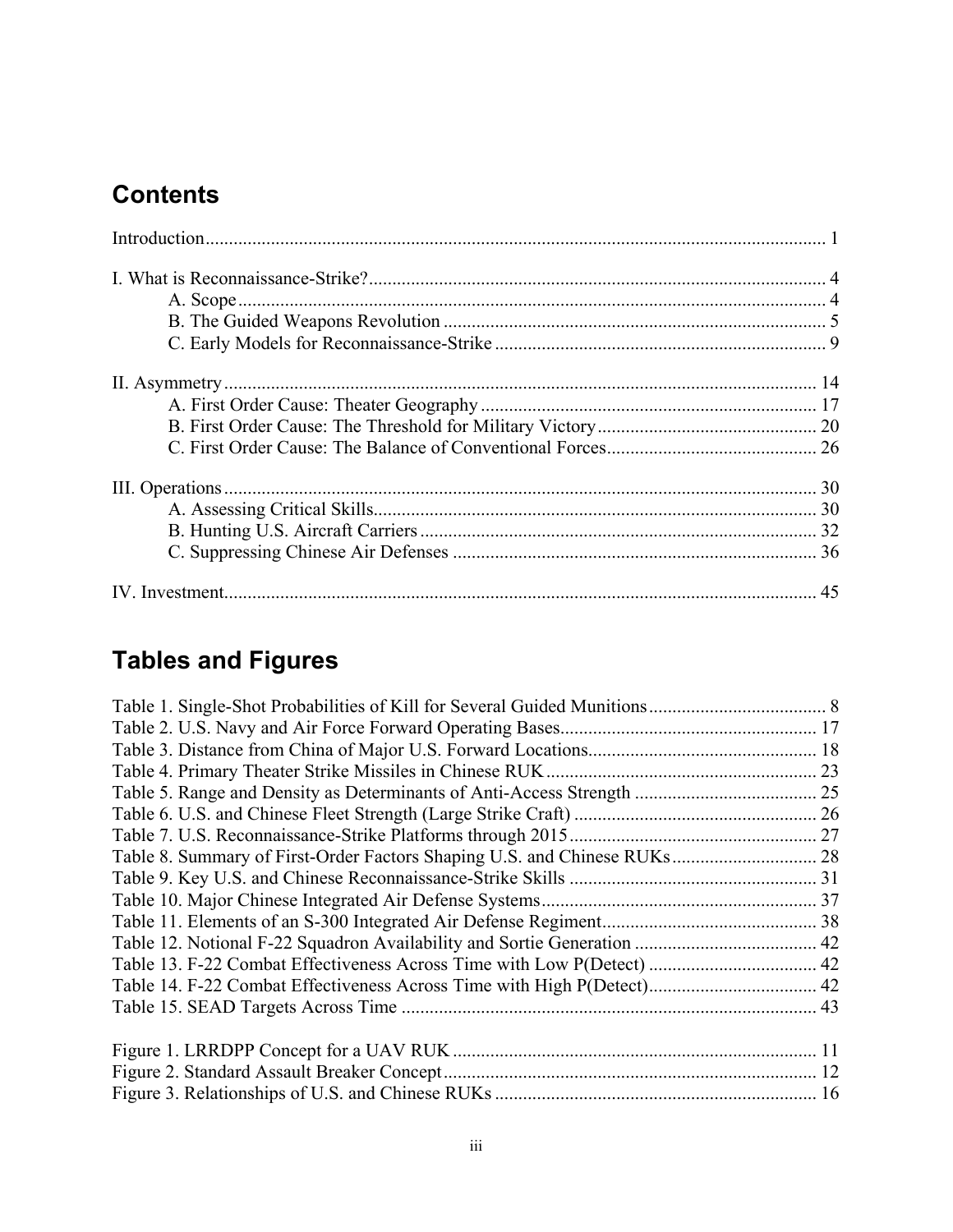## Contents

Introduction ........................................................................................................................ 1

I. What is Reconnaissance-Strike? ..................................................................................... 4
  A. Scope ............................................................................................................................ 4
  B. The Guided Weapons Revolution ................................................................................. 5
  C. Early Models for Reconnaissance-Strike ...................................................................... 9

II. Asymmetry ................................................................................................................... 14
  A. First Order Cause: Theater Geography ........................................................................ 17
  B. First Order Cause: The Threshold for Military Victory ............................................... 20
  C. First Order Cause: The Balance of Conventional Forces ............................................. 26

III. Operations .................................................................................................................. 30
  A. Assessing Critical Skills ............................................................................................... 30
  B. Hunting U.S. Aircraft Carriers ..................................................................................... 32
  C. Suppressing Chinese Air Defenses .............................................................................. 36

IV. Investment ................................................................................................................... 45

## Tables and Figures

Table 1. Single-Shot Probabilities of Kill for Several Guided Munitions ...................................... 8
Table 2. U.S. Navy and Air Force Forward Operating Bases ...................................................... 17
Table 3. Distance from China of Major U.S. Forward Locations ................................................. 18
Table 4. Primary Theater Strike Missiles in Chinese RUK .......................................................... 23
Table 5. Range and Density as Determinants of Anti-Access Strength ....................................... 25
Table 6. U.S. and Chinese Fleet Strength (Large Strike Craft) .................................................... 26
Table 7. U.S. Reconnaissance-Strike Platforms through 2015 ..................................................... 27
Table 8. Summary of First-Order Factors Shaping U.S. and Chinese RUKs ............................... 28
Table 9. Key U.S. and Chinese Reconnaissance-Strike Skills ..................................................... 31
Table 10. Major Chinese Integrated Air Defense Systems ........................................................... 37
Table 11. Elements of an S-300 Integrated Air Defense Regiment .............................................. 38
Table 12. Notional F-22 Squadron Availability and Sortie Generation ....................................... 42
Table 13. F-22 Combat Effectiveness Across Time with Low P(Detect) .................................... 42
Table 14. F-22 Combat Effectiveness Across Time with High P(Detect) .................................... 42
Table 15. SEAD Targets Across Time ......................................................................................... 43

Figure 1. LRRDPP Concept for a UAV RUK ............................................................................. 11
Figure 2. Standard Assault Breaker Concept ................................................................................ 12
Figure 3. Relationships of U.S. and Chinese RUKs ..................................................................... 16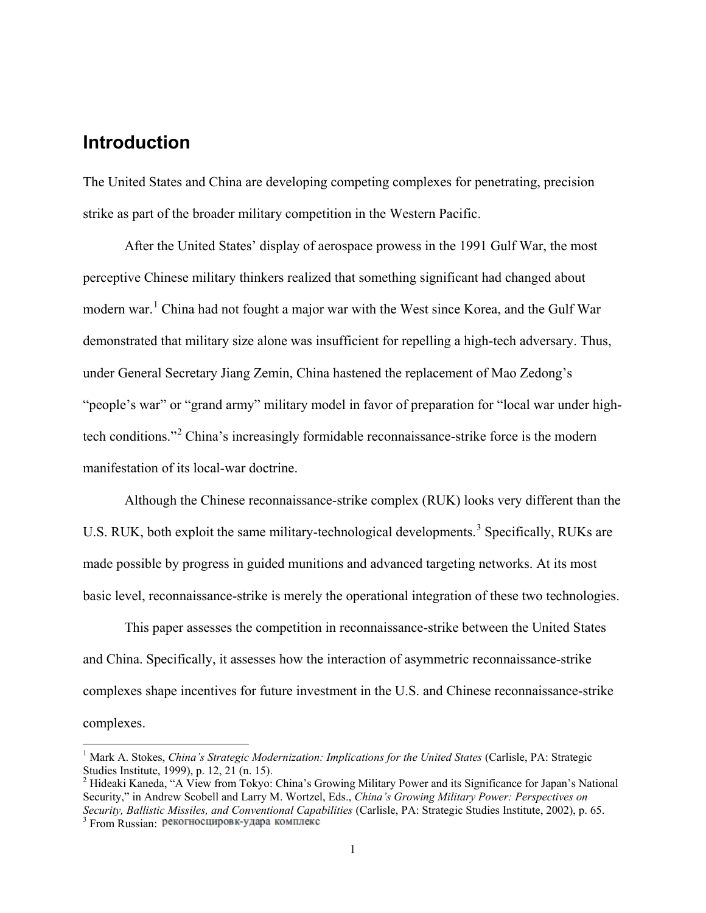## Introduction

The United States and China are developing competing complexes for penetrating, precision strike as part of the broader military competition in the Western Pacific.

After the United States' display of aerospace prowess in the 1991 Gulf War, the most perceptive Chinese military thinkers realized that something significant had changed about modern war.[1] China had not fought a major war with the West since Korea, and the Gulf War demonstrated that military size alone was insufficient for repelling a high-tech adversary. Thus, under General Secretary Jiang Zemin, China hastened the replacement of Mao Zedong's "people's war" or "grand army" military model in favor of preparation for "local war under high-tech conditions."[2] China's increasingly formidable reconnaissance-strike force is the modern manifestation of its local-war doctrine.

Although the Chinese reconnaissance-strike complex (RUK) looks very different than the U.S. RUK, both exploit the same military-technological developments.[3] Specifically, RUKs are made possible by progress in guided munitions and advanced targeting networks. At its most basic level, reconnaissance-strike is merely the operational integration of these two technologies.

This paper assesses the competition in reconnaissance-strike between the United States and China. Specifically, it assesses how the interaction of asymmetric reconnaissance-strike complexes shape incentives for future investment in the U.S. and Chinese reconnaissance-strike complexes.

---

[1] Mark A. Stokes, *China's Strategic Modernization: Implications for the United States* (Carlisle, PA: Strategic Studies Institute, 1999), p. 12, 21 (n. 15).

[2] Hideaki Kaneda, "A View from Tokyo: China's Growing Military Power and its Significance for Japan's National Security," in Andrew Scobell and Larry M. Wortzel, Eds., *China's Growing Military Power: Perspectives on Security, Ballistic Missiles, and Conventional Capabilities* (Carlisle, PA: Strategic Studies Institute, 2002), p. 65.

[3] From Russian: рекогносцировк-удара комплекс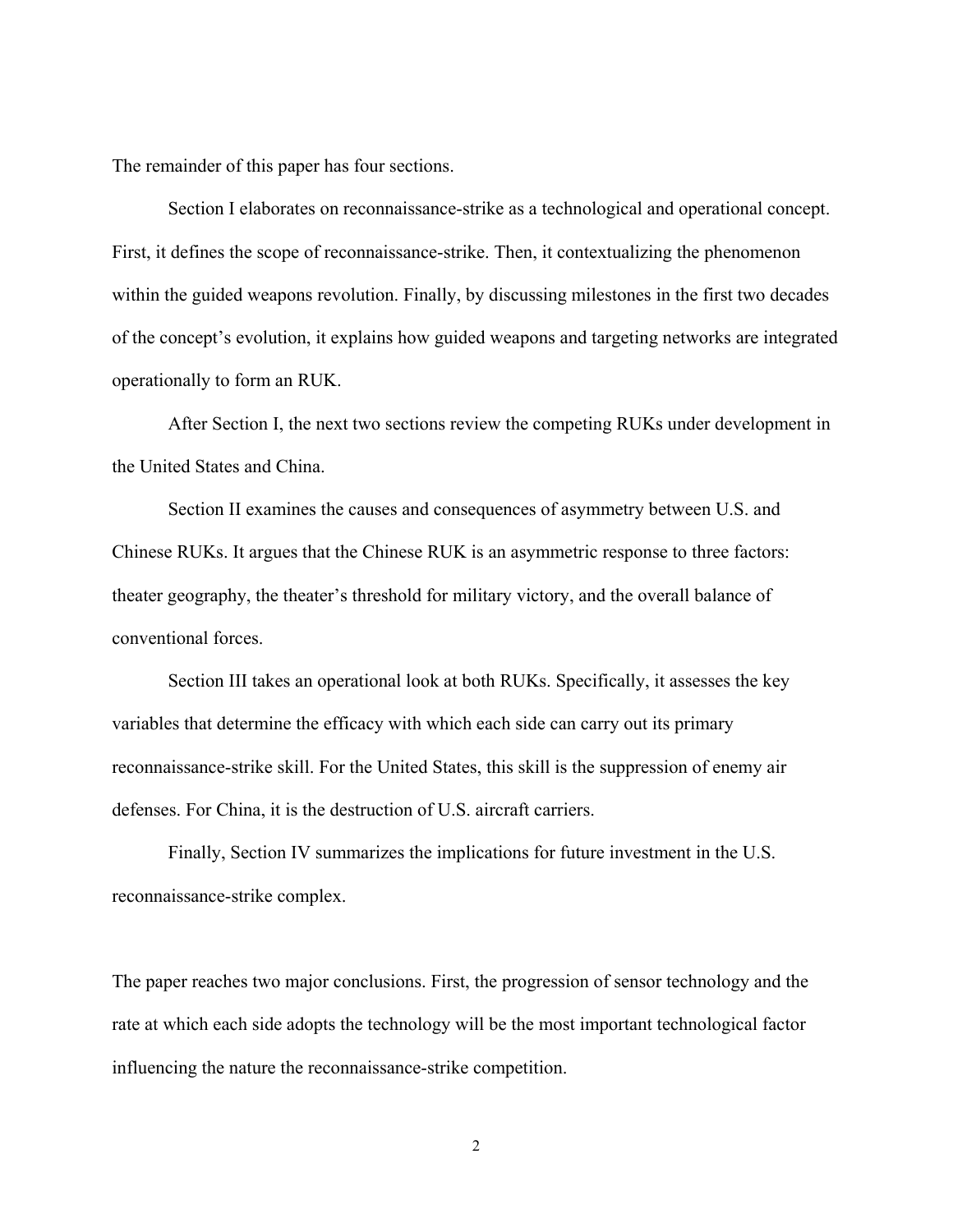The remainder of this paper has four sections.

Section I elaborates on reconnaissance-strike as a technological and operational concept. First, it defines the scope of reconnaissance-strike. Then, it contextualizing the phenomenon within the guided weapons revolution. Finally, by discussing milestones in the first two decades of the concept's evolution, it explains how guided weapons and targeting networks are integrated operationally to form an RUK.

After Section I, the next two sections review the competing RUKs under development in the United States and China.

Section II examines the causes and consequences of asymmetry between U.S. and Chinese RUKs. It argues that the Chinese RUK is an asymmetric response to three factors: theater geography, the theater's threshold for military victory, and the overall balance of conventional forces.

Section III takes an operational look at both RUKs. Specifically, it assesses the key variables that determine the efficacy with which each side can carry out its primary reconnaissance-strike skill. For the United States, this skill is the suppression of enemy air defenses. For China, it is the destruction of U.S. aircraft carriers.

Finally, Section IV summarizes the implications for future investment in the U.S. reconnaissance-strike complex.

The paper reaches two major conclusions. First, the progression of sensor technology and the rate at which each side adopts the technology will be the most important technological factor influencing the nature the reconnaissance-strike competition.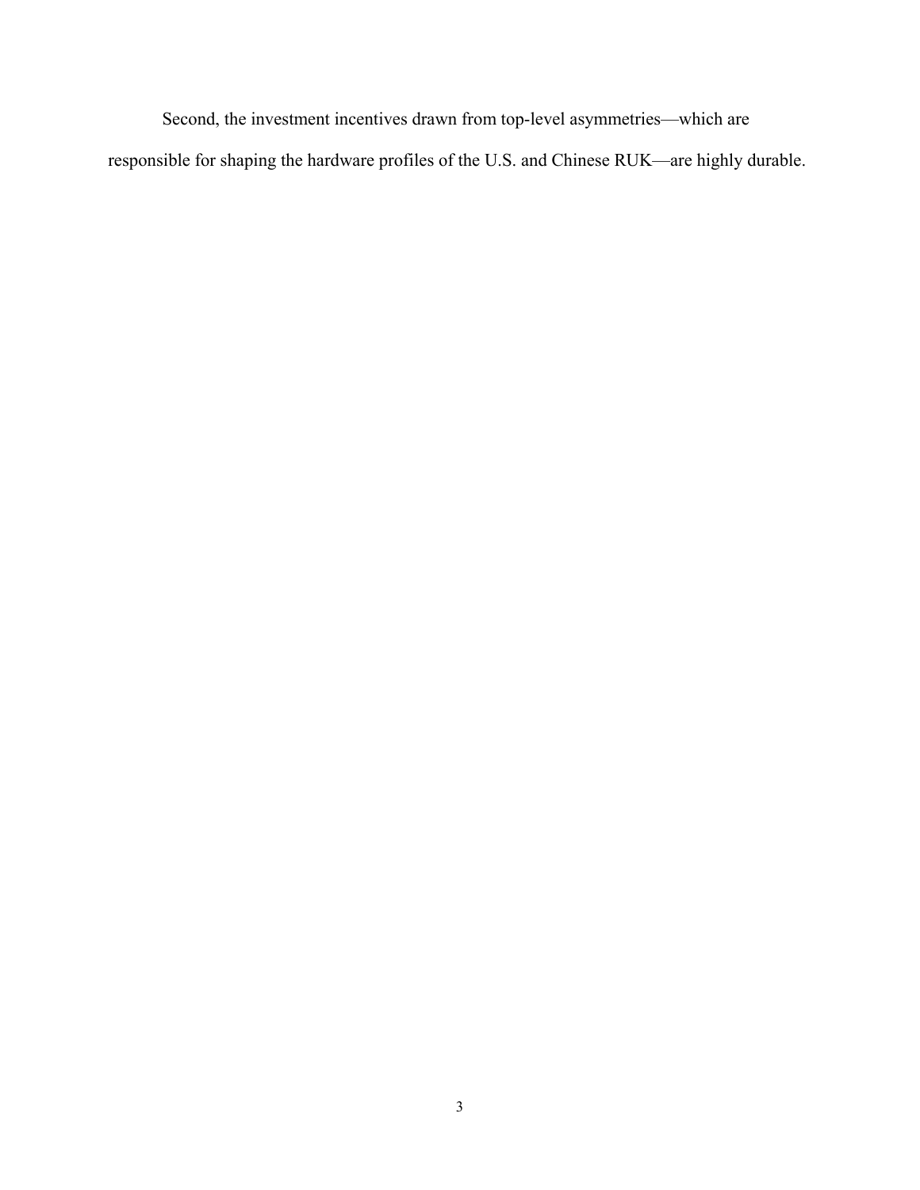Second, the investment incentives drawn from top-level asymmetries—which are responsible for shaping the hardware profiles of the U.S. and Chinese RUK—are highly durable.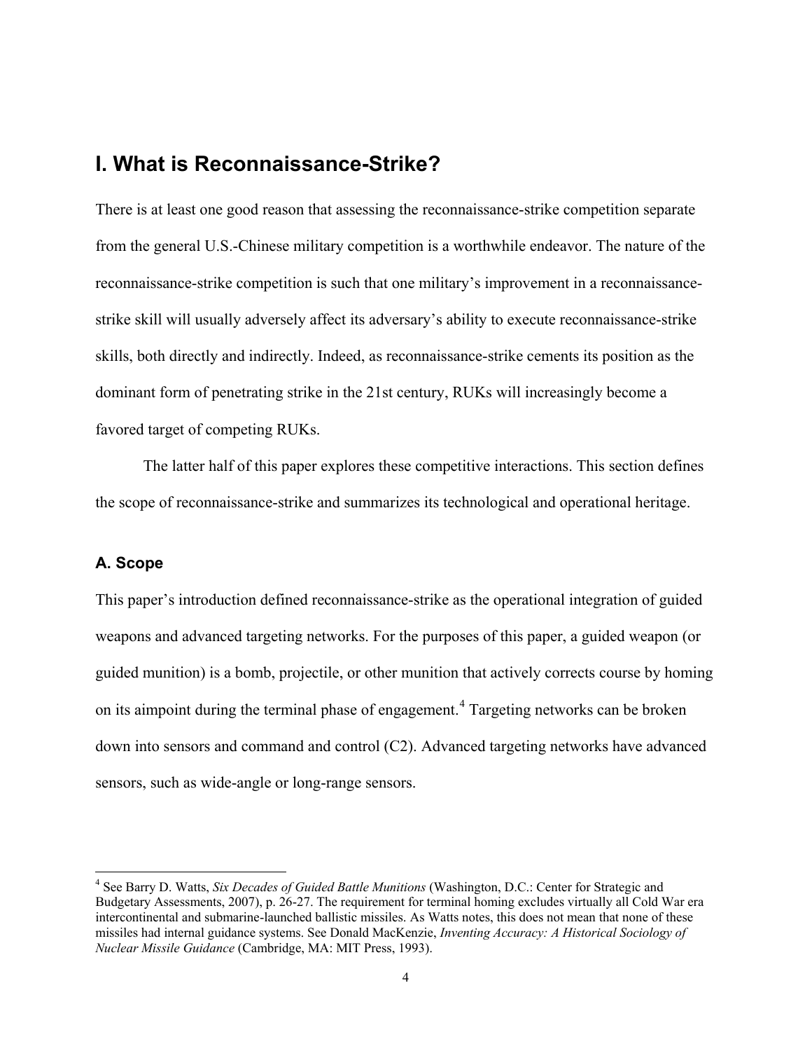# I. What is Reconnaissance-Strike?

There is at least one good reason that assessing the reconnaissance-strike competition separate from the general U.S.-Chinese military competition is a worthwhile endeavor. The nature of the reconnaissance-strike competition is such that one military's improvement in a reconnaissance-strike skill will usually adversely affect its adversary's ability to execute reconnaissance-strike skills, both directly and indirectly. Indeed, as reconnaissance-strike cements its position as the dominant form of penetrating strike in the 21st century, RUKs will increasingly become a favored target of competing RUKs.

The latter half of this paper explores these competitive interactions. This section defines the scope of reconnaissance-strike and summarizes its technological and operational heritage.

## A. Scope

This paper's introduction defined reconnaissance-strike as the operational integration of guided weapons and advanced targeting networks. For the purposes of this paper, a guided weapon (or guided munition) is a bomb, projectile, or other munition that actively corrects course by homing on its aimpoint during the terminal phase of engagement.[4] Targeting networks can be broken down into sensors and command and control (C2). Advanced targeting networks have advanced sensors, such as wide-angle or long-range sensors.

---

[4] See Barry D. Watts, *Six Decades of Guided Battle Munitions* (Washington, D.C.: Center for Strategic and Budgetary Assessments, 2007), p. 26-27. The requirement for terminal homing excludes virtually all Cold War era intercontinental and submarine-launched ballistic missiles. As Watts notes, this does not mean that none of these missiles had internal guidance systems. See Donald MacKenzie, *Inventing Accuracy: A Historical Sociology of Nuclear Missile Guidance* (Cambridge, MA: MIT Press, 1993).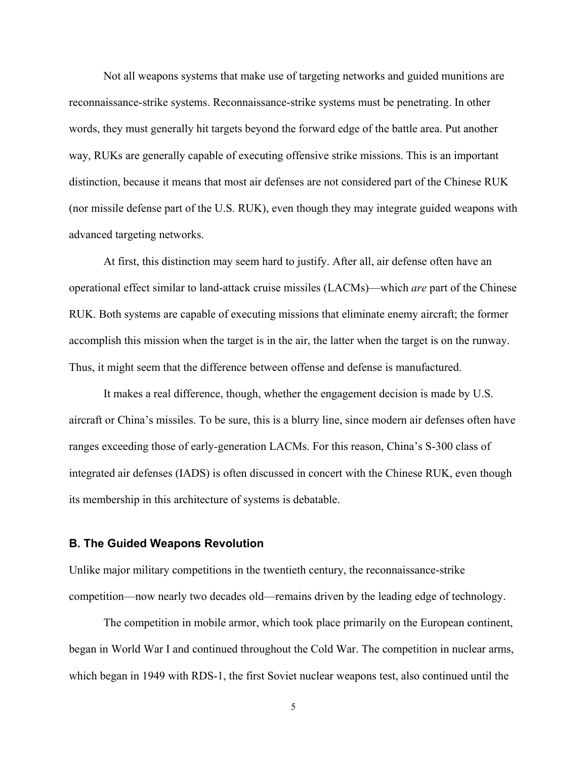Not all weapons systems that make use of targeting networks and guided munitions are reconnaissance-strike systems. Reconnaissance-strike systems must be penetrating. In other words, they must generally hit targets beyond the forward edge of the battle area. Put another way, RUKs are generally capable of executing offensive strike missions. This is an important distinction, because it means that most air defenses are not considered part of the Chinese RUK (nor missile defense part of the U.S. RUK), even though they may integrate guided weapons with advanced targeting networks.

At first, this distinction may seem hard to justify. After all, air defense often have an operational effect similar to land-attack cruise missiles (LACMs)—which *are* part of the Chinese RUK. Both systems are capable of executing missions that eliminate enemy aircraft; the former accomplish this mission when the target is in the air, the latter when the target is on the runway. Thus, it might seem that the difference between offense and defense is manufactured.

It makes a real difference, though, whether the engagement decision is made by U.S. aircraft or China's missiles. To be sure, this is a blurry line, since modern air defenses often have ranges exceeding those of early-generation LACMs. For this reason, China's S-300 class of integrated air defenses (IADS) is often discussed in concert with the Chinese RUK, even though its membership in this architecture of systems is debatable.

### B. The Guided Weapons Revolution

Unlike major military competitions in the twentieth century, the reconnaissance-strike competition—now nearly two decades old—remains driven by the leading edge of technology.

The competition in mobile armor, which took place primarily on the European continent, began in World War I and continued throughout the Cold War. The competition in nuclear arms, which began in 1949 with RDS-1, the first Soviet nuclear weapons test, also continued until the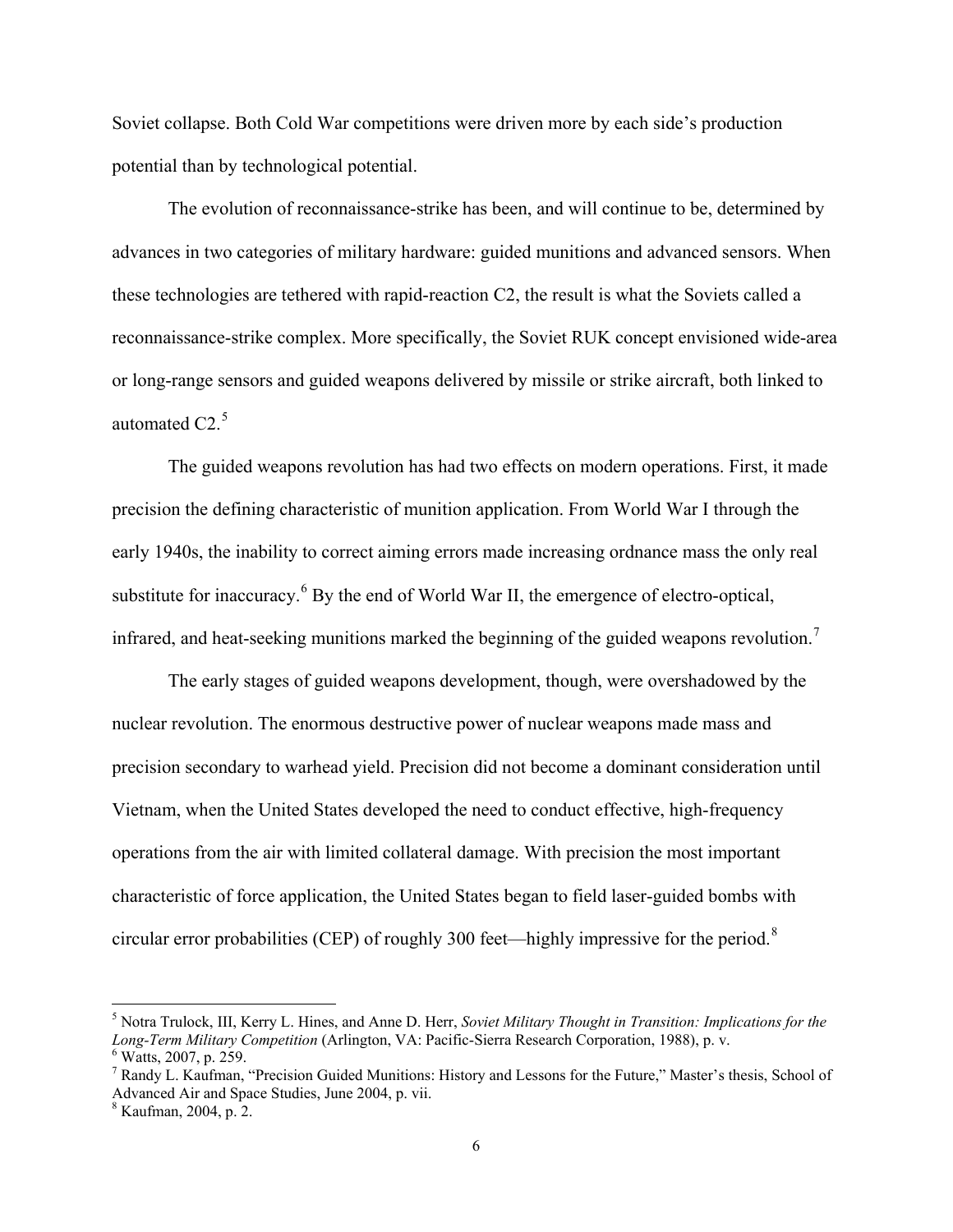Soviet collapse. Both Cold War competitions were driven more by each side's production potential than by technological potential.

The evolution of reconnaissance-strike has been, and will continue to be, determined by advances in two categories of military hardware: guided munitions and advanced sensors. When these technologies are tethered with rapid-reaction C2, the result is what the Soviets called a reconnaissance-strike complex. More specifically, the Soviet RUK concept envisioned wide-area or long-range sensors and guided weapons delivered by missile or strike aircraft, both linked to automated C2.[5]

The guided weapons revolution has had two effects on modern operations. First, it made precision the defining characteristic of munition application. From World War I through the early 1940s, the inability to correct aiming errors made increasing ordnance mass the only real substitute for inaccuracy.[6] By the end of World War II, the emergence of electro-optical, infrared, and heat-seeking munitions marked the beginning of the guided weapons revolution.[7]

The early stages of guided weapons development, though, were overshadowed by the nuclear revolution. The enormous destructive power of nuclear weapons made mass and precision secondary to warhead yield. Precision did not become a dominant consideration until Vietnam, when the United States developed the need to conduct effective, high-frequency operations from the air with limited collateral damage. With precision the most important characteristic of force application, the United States began to field laser-guided bombs with circular error probabilities (CEP) of roughly 300 feet—highly impressive for the period.[8]

---

[5] Notra Trulock, III, Kerry L. Hines, and Anne D. Herr, *Soviet Military Thought in Transition: Implications for the Long-Term Military Competition* (Arlington, VA: Pacific-Sierra Research Corporation, 1988), p. v.

[6] Watts, 2007, p. 259.

[7] Randy L. Kaufman, "Precision Guided Munitions: History and Lessons for the Future," Master's thesis, School of Advanced Air and Space Studies, June 2004, p. vii.

[8] Kaufman, 2004, p. 2.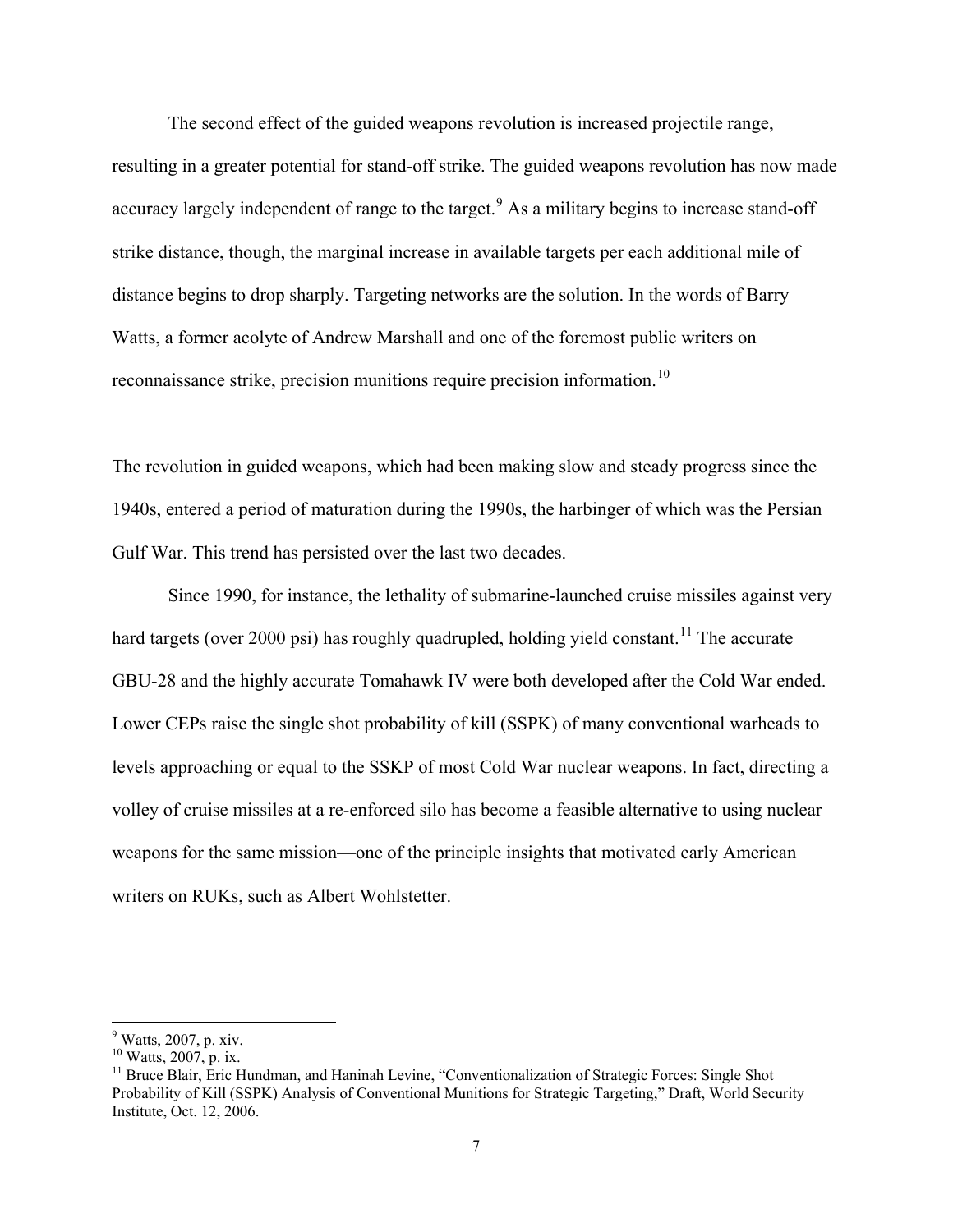The second effect of the guided weapons revolution is increased projectile range, resulting in a greater potential for stand-off strike. The guided weapons revolution has now made accuracy largely independent of range to the target.[9] As a military begins to increase stand-off strike distance, though, the marginal increase in available targets per each additional mile of distance begins to drop sharply. Targeting networks are the solution. In the words of Barry Watts, a former acolyte of Andrew Marshall and one of the foremost public writers on reconnaissance strike, precision munitions require precision information.[10]

The revolution in guided weapons, which had been making slow and steady progress since the 1940s, entered a period of maturation during the 1990s, the harbinger of which was the Persian Gulf War. This trend has persisted over the last two decades.

Since 1990, for instance, the lethality of submarine-launched cruise missiles against very hard targets (over 2000 psi) has roughly quadrupled, holding yield constant.[11] The accurate GBU-28 and the highly accurate Tomahawk IV were both developed after the Cold War ended. Lower CEPs raise the single shot probability of kill (SSPK) of many conventional warheads to levels approaching or equal to the SSKP of most Cold War nuclear weapons. In fact, directing a volley of cruise missiles at a re-enforced silo has become a feasible alternative to using nuclear weapons for the same mission—one of the principle insights that motivated early American writers on RUKs, such as Albert Wohlstetter.

---

[9] Watts, 2007, p. xiv.

[10] Watts, 2007, p. ix.

[11] Bruce Blair, Eric Hundman, and Haninah Levine, "Conventionalization of Strategic Forces: Single Shot Probability of Kill (SSPK) Analysis of Conventional Munitions for Strategic Targeting," Draft, World Security Institute, Oct. 12, 2006.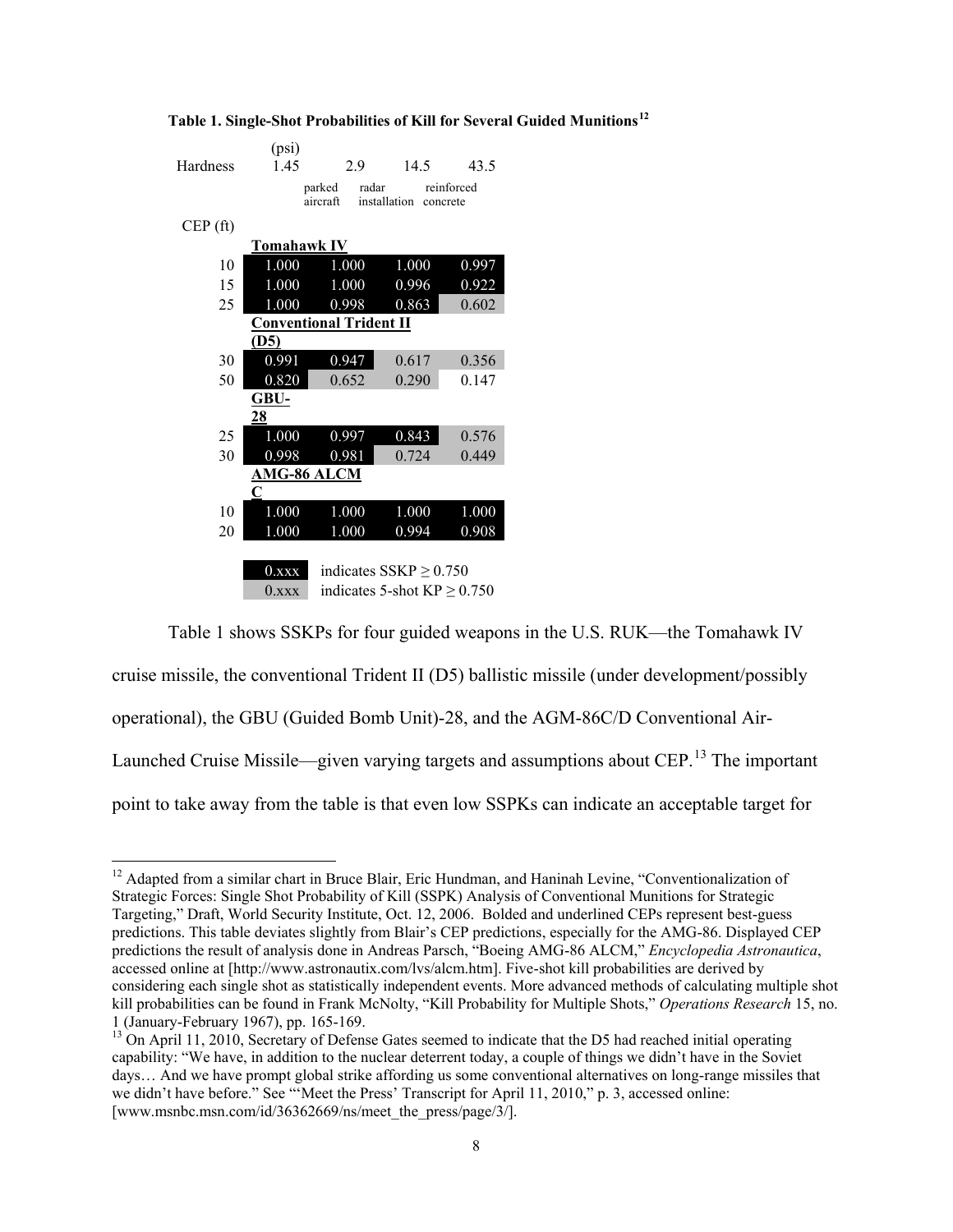**Table 1. Single-Shot Probabilities of Kill for Several Guided Munitions**[12]

| Hardness (psi) | 1.45 | 2.9 | 14.5 | 43.5 |
|---|---|---|---|---|
| | | parked aircraft | radar installation | reinforced concrete |
| CEP (ft) | | | | |
| | **Tomahawk IV** | | | |
| 10 | 1.000 | 1.000 | 1.000 | 0.997 |
| 15 | 1.000 | 1.000 | 0.996 | 0.922 |
| 25 | 1.000 | 0.998 | 0.863 | 0.602 |
| | **Conventional Trident II (D5)** | | | |
| 30 | 0.991 | 0.947 | 0.617 | 0.356 |
| 50 | 0.820 | 0.652 | 0.290 | 0.147 |
| | **GBU-28** | | | |
| 25 | 1.000 | 0.997 | 0.843 | 0.576 |
| 30 | 0.998 | 0.981 | 0.724 | 0.449 |
| | **AMG-86 ALCM C** | | | |
| 10 | 1.000 | 1.000 | 1.000 | 1.000 |
| 20 | 1.000 | 1.000 | 0.994 | 0.908 |

0.xxx (black) indicates SSKP ≥ 0.750
0.xxx (gray) indicates 5-shot KP ≥ 0.750

Table 1 shows SSKPs for four guided weapons in the U.S. RUK—the Tomahawk IV cruise missile, the conventional Trident II (D5) ballistic missile (under development/possibly operational), the GBU (Guided Bomb Unit)-28, and the AGM-86C/D Conventional Air-Launched Cruise Missile—given varying targets and assumptions about CEP.[13] The important point to take away from the table is that even low SSPKs can indicate an acceptable target for

[12] Adapted from a similar chart in Bruce Blair, Eric Hundman, and Haninah Levine, "Conventionalization of Strategic Forces: Single Shot Probability of Kill (SSPK) Analysis of Conventional Munitions for Strategic Targeting," Draft, World Security Institute, Oct. 12, 2006. Bolded and underlined CEPs represent best-guess predictions. This table deviates slightly from Blair's CEP predictions, especially for the AMG-86. Displayed CEP predictions the result of analysis done in Andreas Parsch, "Boeing AMG-86 ALCM," *Encyclopedia Astronautica*, accessed online at [http://www.astronautix.com/lvs/alcm.htm]. Five-shot kill probabilities are derived by considering each single shot as statistically independent events. More advanced methods of calculating multiple shot kill probabilities can be found in Frank McNolty, "Kill Probability for Multiple Shots," *Operations Research* 15, no. 1 (January-February 1967), pp. 165-169.

[13] On April 11, 2010, Secretary of Defense Gates seemed to indicate that the D5 had reached initial operating capability: "We have, in addition to the nuclear deterrent today, a couple of things we didn't have in the Soviet days… And we have prompt global strike affording us some conventional alternatives on long-range missiles that we didn't have before." See "'Meet the Press' Transcript for April 11, 2010," p. 3, accessed online: [www.msnbc.msn.com/id/36362669/ns/meet_the_press/page/3/].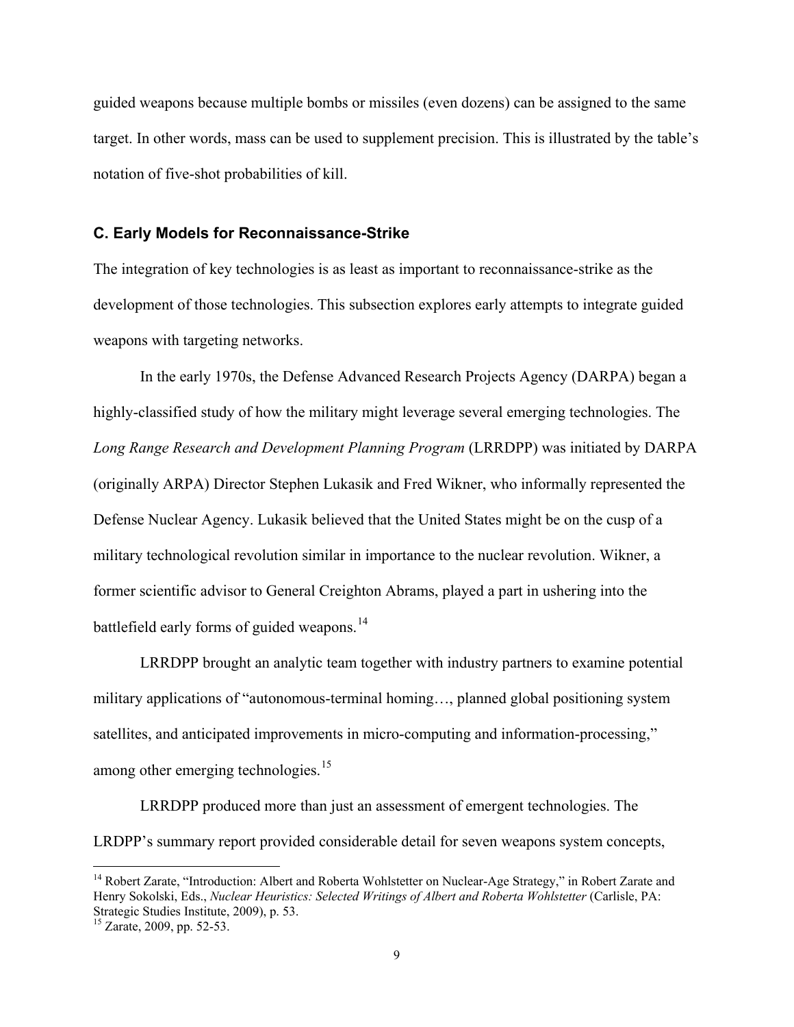guided weapons because multiple bombs or missiles (even dozens) can be assigned to the same target. In other words, mass can be used to supplement precision. This is illustrated by the table's notation of five-shot probabilities of kill.

### C. Early Models for Reconnaissance-Strike

The integration of key technologies is as least as important to reconnaissance-strike as the development of those technologies. This subsection explores early attempts to integrate guided weapons with targeting networks.

In the early 1970s, the Defense Advanced Research Projects Agency (DARPA) began a highly-classified study of how the military might leverage several emerging technologies. The *Long Range Research and Development Planning Program* (LRRDPP) was initiated by DARPA (originally ARPA) Director Stephen Lukasik and Fred Wikner, who informally represented the Defense Nuclear Agency. Lukasik believed that the United States might be on the cusp of a military technological revolution similar in importance to the nuclear revolution. Wikner, a former scientific advisor to General Creighton Abrams, played a part in ushering into the battlefield early forms of guided weapons.[14]

LRRDPP brought an analytic team together with industry partners to examine potential military applications of "autonomous-terminal homing…, planned global positioning system satellites, and anticipated improvements in micro-computing and information-processing," among other emerging technologies.[15]

LRRDPP produced more than just an assessment of emergent technologies. The LRDPP's summary report provided considerable detail for seven weapons system concepts,

---

[14] Robert Zarate, "Introduction: Albert and Roberta Wohlstetter on Nuclear-Age Strategy," in Robert Zarate and Henry Sokolski, Eds., *Nuclear Heuristics: Selected Writings of Albert and Roberta Wohlstetter* (Carlisle, PA: Strategic Studies Institute, 2009), p. 53.

[15] Zarate, 2009, pp. 52-53.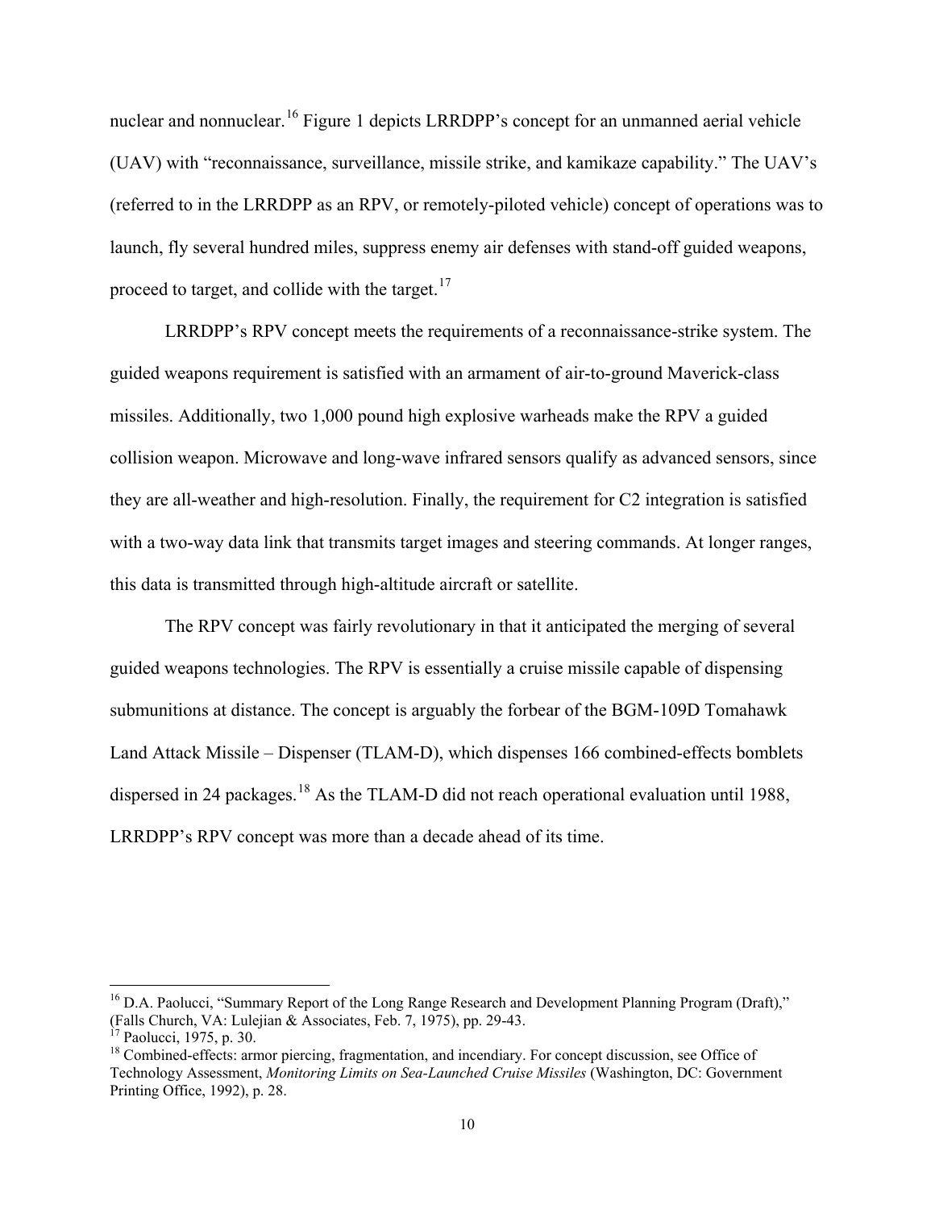nuclear and nonnuclear.[16] Figure 1 depicts LRRDPP's concept for an unmanned aerial vehicle (UAV) with "reconnaissance, surveillance, missile strike, and kamikaze capability." The UAV's (referred to in the LRRDPP as an RPV, or remotely-piloted vehicle) concept of operations was to launch, fly several hundred miles, suppress enemy air defenses with stand-off guided weapons, proceed to target, and collide with the target.[17]

LRRDPP's RPV concept meets the requirements of a reconnaissance-strike system. The guided weapons requirement is satisfied with an armament of air-to-ground Maverick-class missiles. Additionally, two 1,000 pound high explosive warheads make the RPV a guided collision weapon. Microwave and long-wave infrared sensors qualify as advanced sensors, since they are all-weather and high-resolution. Finally, the requirement for C2 integration is satisfied with a two-way data link that transmits target images and steering commands. At longer ranges, this data is transmitted through high-altitude aircraft or satellite.

The RPV concept was fairly revolutionary in that it anticipated the merging of several guided weapons technologies. The RPV is essentially a cruise missile capable of dispensing submunitions at distance. The concept is arguably the forbear of the BGM-109D Tomahawk Land Attack Missile – Dispenser (TLAM-D), which dispenses 166 combined-effects bomblets dispersed in 24 packages.[18] As the TLAM-D did not reach operational evaluation until 1988, LRRDPP's RPV concept was more than a decade ahead of its time.

---

[16] D.A. Paolucci, "Summary Report of the Long Range Research and Development Planning Program (Draft)," (Falls Church, VA: Lulejian & Associates, Feb. 7, 1975), pp. 29-43.

[17] Paolucci, 1975, p. 30.

[18] Combined-effects: armor piercing, fragmentation, and incendiary. For concept discussion, see Office of Technology Assessment, *Monitoring Limits on Sea-Launched Cruise Missiles* (Washington, DC: Government Printing Office, 1992), p. 28.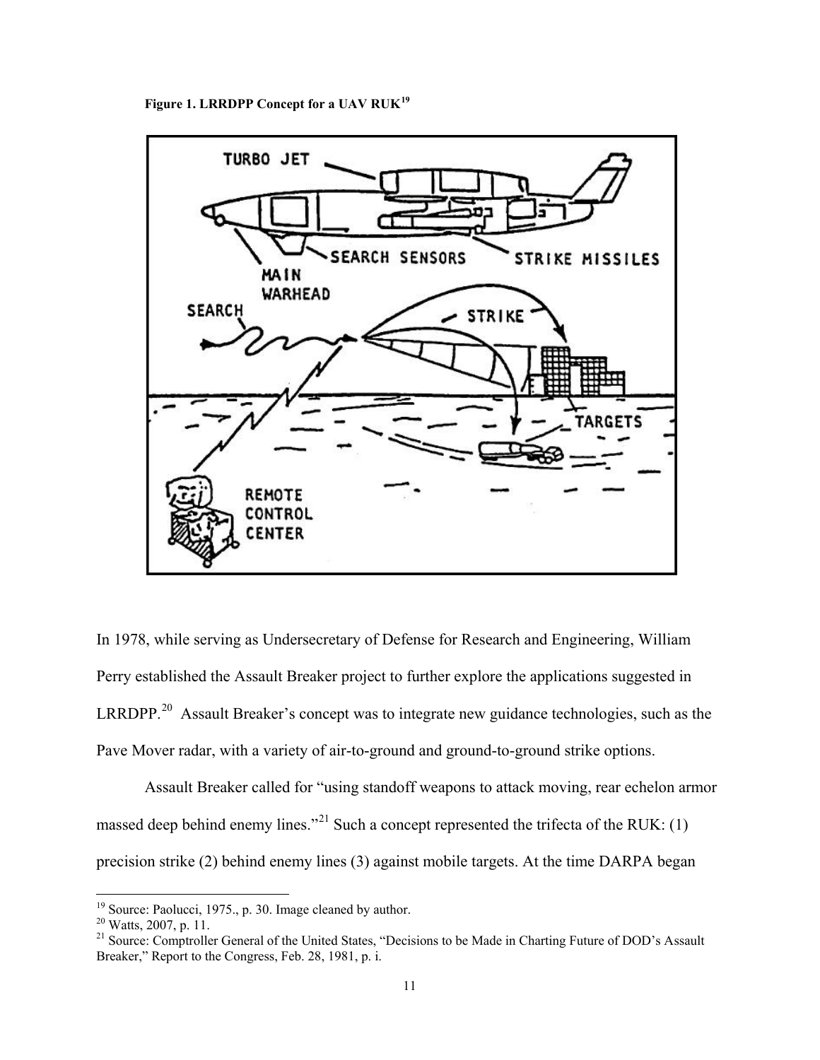**Figure 1. LRRDPP Concept for a UAV RUK[19]**

In 1978, while serving as Undersecretary of Defense for Research and Engineering, William Perry established the Assault Breaker project to further explore the applications suggested in LRRDPP.[20] Assault Breaker's concept was to integrate new guidance technologies, such as the Pave Mover radar, with a variety of air-to-ground and ground-to-ground strike options.

Assault Breaker called for "using standoff weapons to attack moving, rear echelon armor massed deep behind enemy lines."[21] Such a concept represented the trifecta of the RUK: (1) precision strike (2) behind enemy lines (3) against mobile targets. At the time DARPA began

---

[19] Source: Paolucci, 1975., p. 30. Image cleaned by author.

[20] Watts, 2007, p. 11.

[21] Source: Comptroller General of the United States, "Decisions to be Made in Charting Future of DOD's Assault Breaker," Report to the Congress, Feb. 28, 1981, p. i.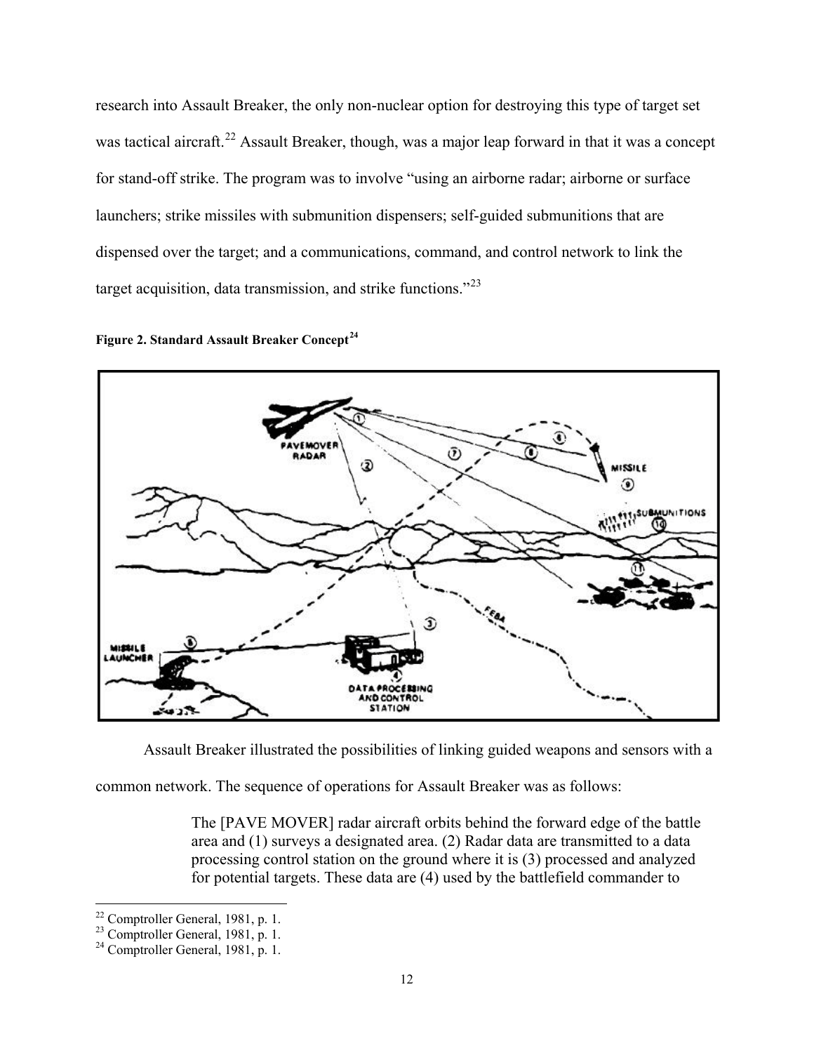research into Assault Breaker, the only non-nuclear option for destroying this type of target set was tactical aircraft.[22] Assault Breaker, though, was a major leap forward in that it was a concept for stand-off strike. The program was to involve "using an airborne radar; airborne or surface launchers; strike missiles with submunition dispensers; self-guided submunitions that are dispensed over the target; and a communications, command, and control network to link the target acquisition, data transmission, and strike functions."[23]

**Figure 2. Standard Assault Breaker Concept[24]**

Assault Breaker illustrated the possibilities of linking guided weapons and sensors with a common network. The sequence of operations for Assault Breaker was as follows:

> The [PAVE MOVER] radar aircraft orbits behind the forward edge of the battle area and (1) surveys a designated area. (2) Radar data are transmitted to a data processing control station on the ground where it is (3) processed and analyzed for potential targets. These data are (4) used by the battlefield commander to

[22] Comptroller General, 1981, p. 1.
[23] Comptroller General, 1981, p. 1.
[24] Comptroller General, 1981, p. 1.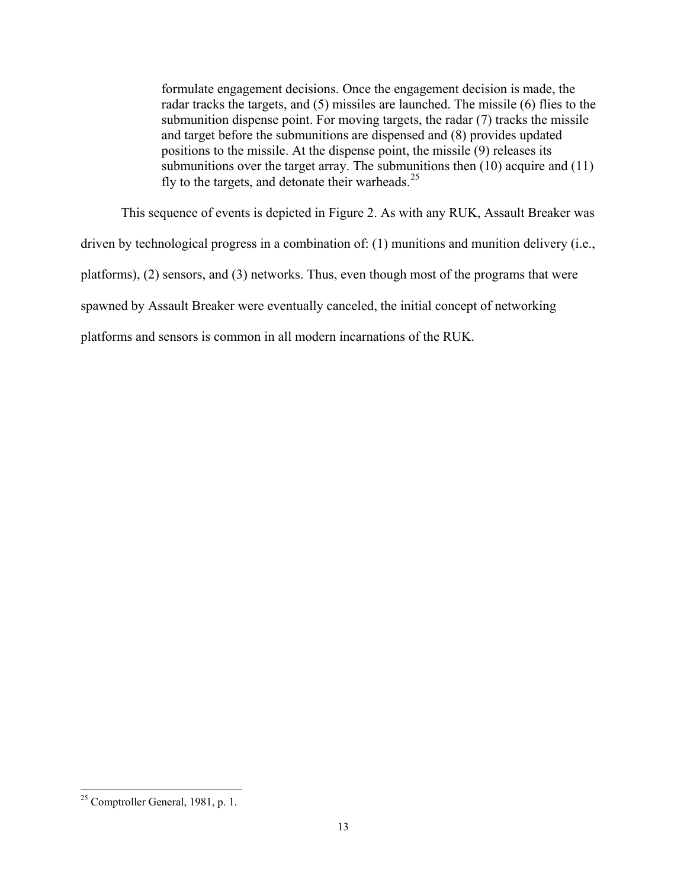> formulate engagement decisions. Once the engagement decision is made, the radar tracks the targets, and (5) missiles are launched. The missile (6) flies to the submunition dispense point. For moving targets, the radar (7) tracks the missile and target before the submunitions are dispensed and (8) provides updated positions to the missile. At the dispense point, the missile (9) releases its submunitions over the target array. The submunitions then (10) acquire and (11) fly to the targets, and detonate their warheads.[25]

This sequence of events is depicted in Figure 2. As with any RUK, Assault Breaker was driven by technological progress in a combination of: (1) munitions and munition delivery (i.e., platforms), (2) sensors, and (3) networks. Thus, even though most of the programs that were spawned by Assault Breaker were eventually canceled, the initial concept of networking platforms and sensors is common in all modern incarnations of the RUK.

---

[25] Comptroller General, 1981, p. 1.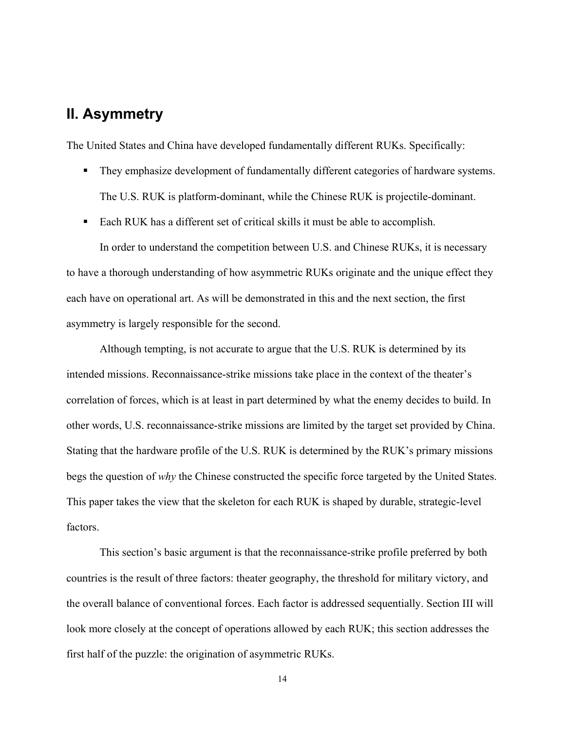## II. Asymmetry

The United States and China have developed fundamentally different RUKs. Specifically:

- They emphasize development of fundamentally different categories of hardware systems. The U.S. RUK is platform-dominant, while the Chinese RUK is projectile-dominant.
- Each RUK has a different set of critical skills it must be able to accomplish.

In order to understand the competition between U.S. and Chinese RUKs, it is necessary to have a thorough understanding of how asymmetric RUKs originate and the unique effect they each have on operational art. As will be demonstrated in this and the next section, the first asymmetry is largely responsible for the second.

Although tempting, is not accurate to argue that the U.S. RUK is determined by its intended missions. Reconnaissance-strike missions take place in the context of the theater's correlation of forces, which is at least in part determined by what the enemy decides to build. In other words, U.S. reconnaissance-strike missions are limited by the target set provided by China. Stating that the hardware profile of the U.S. RUK is determined by the RUK's primary missions begs the question of *why* the Chinese constructed the specific force targeted by the United States. This paper takes the view that the skeleton for each RUK is shaped by durable, strategic-level factors.

This section's basic argument is that the reconnaissance-strike profile preferred by both countries is the result of three factors: theater geography, the threshold for military victory, and the overall balance of conventional forces. Each factor is addressed sequentially. Section III will look more closely at the concept of operations allowed by each RUK; this section addresses the first half of the puzzle: the origination of asymmetric RUKs.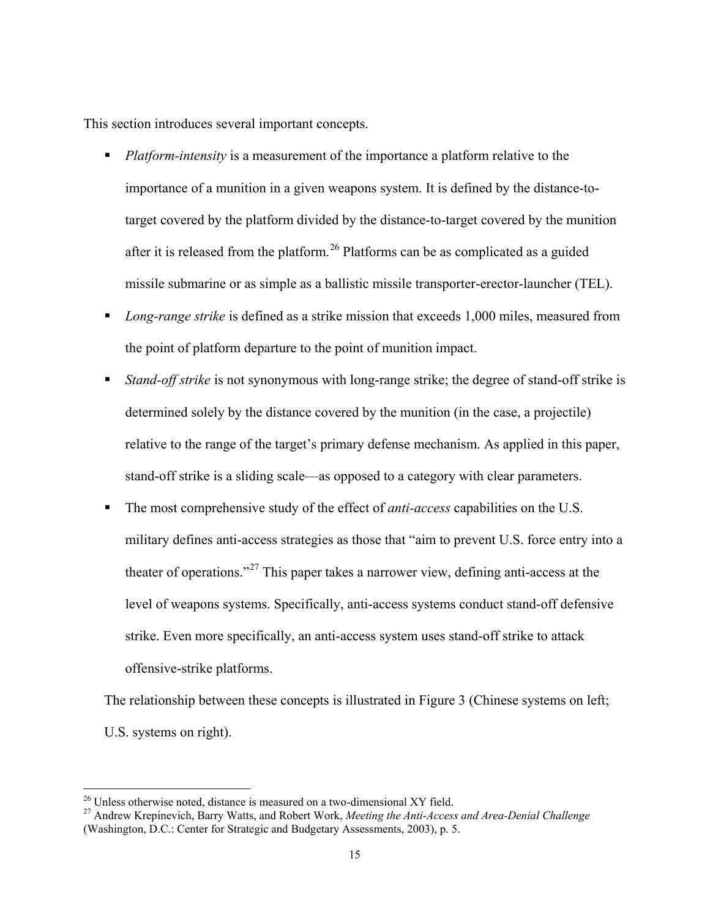This section introduces several important concepts.

- *Platform-intensity* is a measurement of the importance a platform relative to the importance of a munition in a given weapons system. It is defined by the distance-to-target covered by the platform divided by the distance-to-target covered by the munition after it is released from the platform.[26] Platforms can be as complicated as a guided missile submarine or as simple as a ballistic missile transporter-erector-launcher (TEL).
- *Long-range strike* is defined as a strike mission that exceeds 1,000 miles, measured from the point of platform departure to the point of munition impact.
- *Stand-off strike* is not synonymous with long-range strike; the degree of stand-off strike is determined solely by the distance covered by the munition (in the case, a projectile) relative to the range of the target's primary defense mechanism. As applied in this paper, stand-off strike is a sliding scale—as opposed to a category with clear parameters.
- The most comprehensive study of the effect of *anti-access* capabilities on the U.S. military defines anti-access strategies as those that "aim to prevent U.S. force entry into a theater of operations."[27] This paper takes a narrower view, defining anti-access at the level of weapons systems. Specifically, anti-access systems conduct stand-off defensive strike. Even more specifically, an anti-access system uses stand-off strike to attack offensive-strike platforms.

The relationship between these concepts is illustrated in Figure 3 (Chinese systems on left; U.S. systems on right).

---

[26] Unless otherwise noted, distance is measured on a two-dimensional XY field.

[27] Andrew Krepinevich, Barry Watts, and Robert Work, *Meeting the Anti-Access and Area-Denial Challenge* (Washington, D.C.: Center for Strategic and Budgetary Assessments, 2003), p. 5.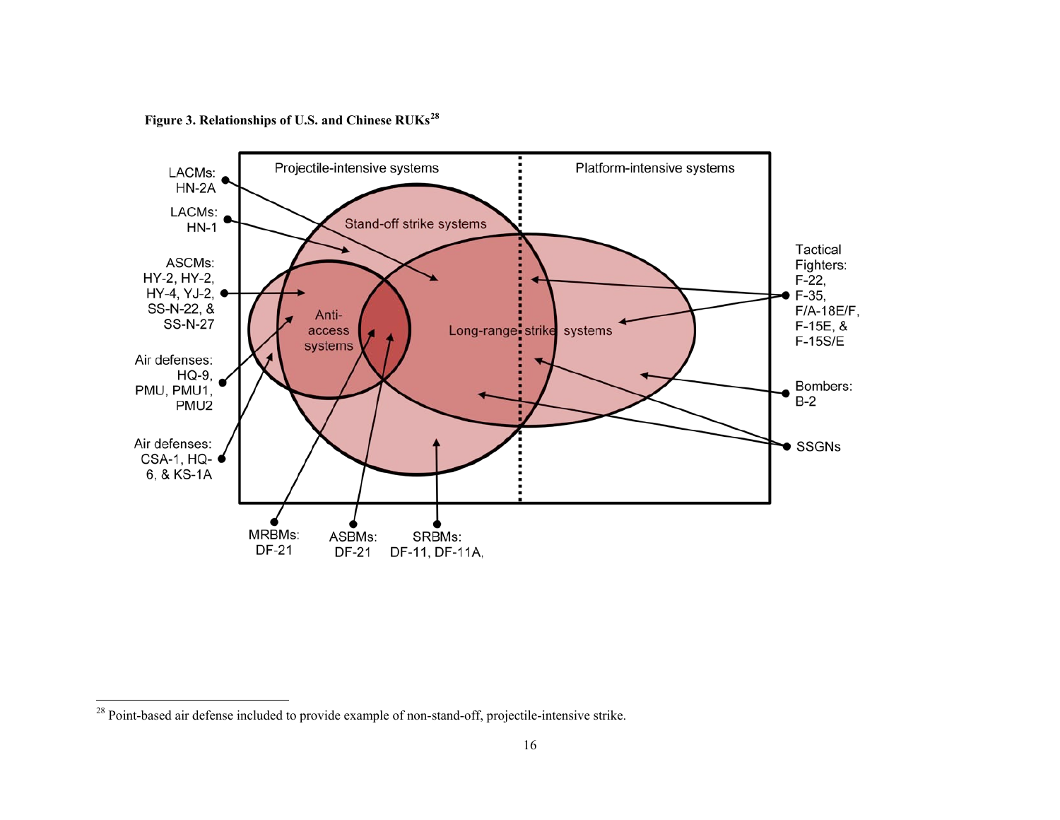**Figure 3. Relationships of U.S. and Chinese RUKs[28]**

[28] Point-based air defense included to provide example of non-stand-off, projectile-intensive strike.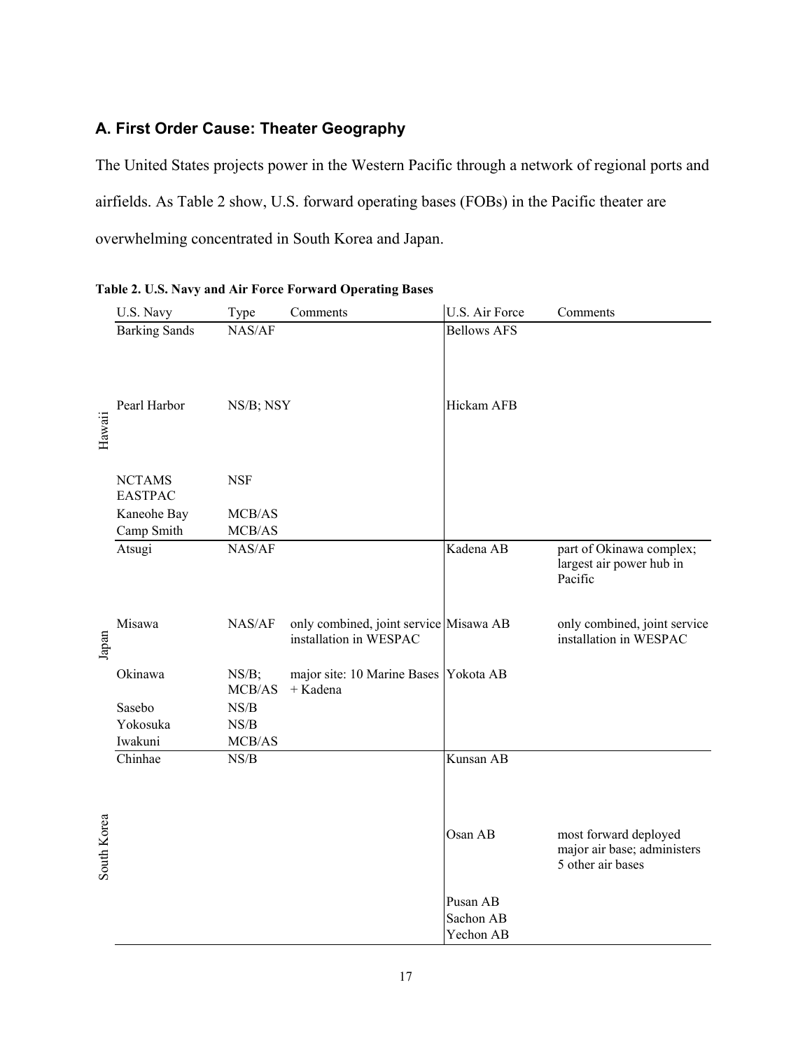## A. First Order Cause: Theater Geography

The United States projects power in the Western Pacific through a network of regional ports and airfields. As Table 2 show, U.S. forward operating bases (FOBs) in the Pacific theater are overwhelming concentrated in South Korea and Japan.

**Table 2. U.S. Navy and Air Force Forward Operating Bases**

| | U.S. Navy | Type | Comments | U.S. Air Force | Comments |
|---|---|---|---|---|---|
| Hawaii | Barking Sands | NAS/AF | | Bellows AFS | |
| | Pearl Harbor | NS/B; NSY | | Hickam AFB | |
| | NCTAMS EASTPAC | NSF | | | |
| | Kaneohe Bay | MCB/AS | | | |
| | Camp Smith | MCB/AS | | | |
| Japan | Atsugi | NAS/AF | | Kadena AB | part of Okinawa complex; largest air power hub in Pacific |
| | Misawa | NAS/AF | only combined, joint service installation in WESPAC | Misawa AB | only combined, joint service installation in WESPAC |
| | Okinawa | NS/B; MCB/AS | major site: 10 Marine Bases + Kadena | Yokota AB | |
| | Sasebo | NS/B | | | |
| | Yokosuka | NS/B | | | |
| | Iwakuni | MCB/AS | | | |
| South Korea | Chinhae | NS/B | | Kunsan AB | |
| | | | | Osan AB | most forward deployed major air base; administers 5 other air bases |
| | | | | Pusan AB | |
| | | | | Sachon AB | |
| | | | | Yechon AB | |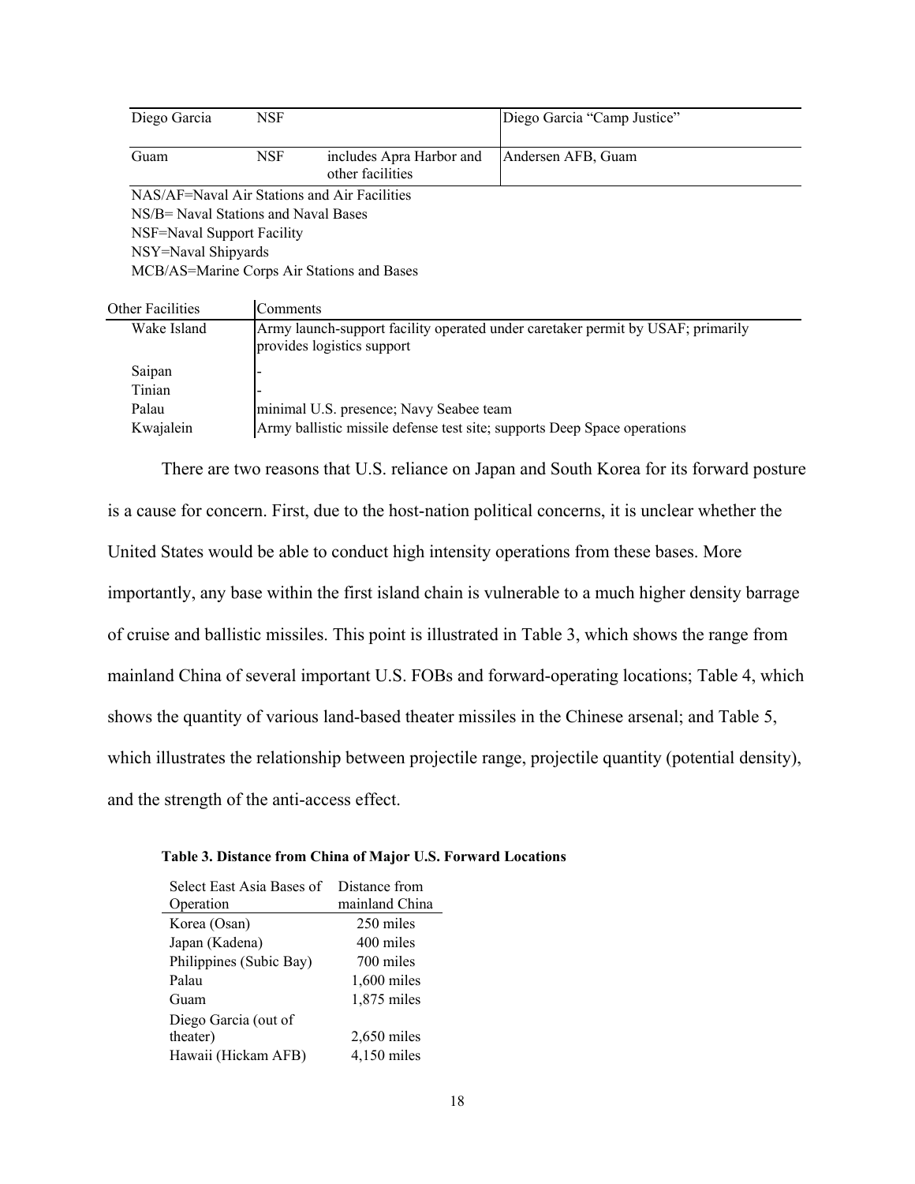| | | | |
|---|---|---|---|
| Diego Garcia | NSF | | Diego Garcia "Camp Justice" |
| Guam | NSF | includes Apra Harbor and other facilities | Andersen AFB, Guam |

NAS/AF=Naval Air Stations and Air Facilities
NS/B= Naval Stations and Naval Bases
NSF=Naval Support Facility
NSY=Naval Shipyards
MCB/AS=Marine Corps Air Stations and Bases

| Other Facilities | Comments |
|---|---|
| Wake Island | Army launch-support facility operated under caretaker permit by USAF; primarily provides logistics support |
| Saipan | - |
| Tinian | - |
| Palau | minimal U.S. presence; Navy Seabee team |
| Kwajalein | Army ballistic missile defense test site; supports Deep Space operations |

There are two reasons that U.S. reliance on Japan and South Korea for its forward posture is a cause for concern. First, due to the host-nation political concerns, it is unclear whether the United States would be able to conduct high intensity operations from these bases. More importantly, any base within the first island chain is vulnerable to a much higher density barrage of cruise and ballistic missiles. This point is illustrated in Table 3, which shows the range from mainland China of several important U.S. FOBs and forward-operating locations; Table 4, which shows the quantity of various land-based theater missiles in the Chinese arsenal; and Table 5, which illustrates the relationship between projectile range, projectile quantity (potential density), and the strength of the anti-access effect.

**Table 3. Distance from China of Major U.S. Forward Locations**

| Select East Asia Bases of Operation | Distance from mainland China |
|---|---|
| Korea (Osan) | 250 miles |
| Japan (Kadena) | 400 miles |
| Philippines (Subic Bay) | 700 miles |
| Palau | 1,600 miles |
| Guam | 1,875 miles |
| Diego Garcia (out of theater) | 2,650 miles |
| Hawaii (Hickam AFB) | 4,150 miles |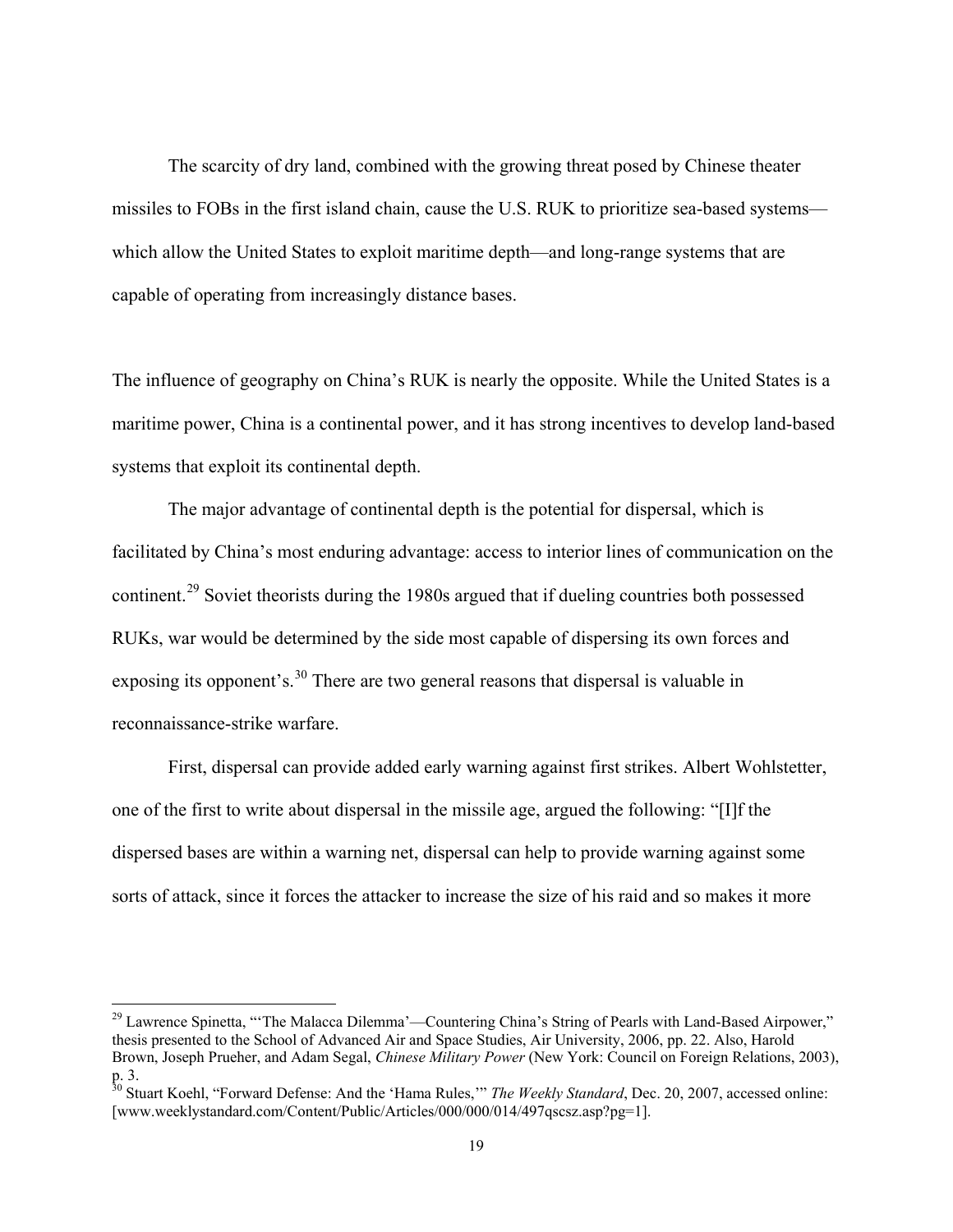The scarcity of dry land, combined with the growing threat posed by Chinese theater missiles to FOBs in the first island chain, cause the U.S. RUK to prioritize sea-based systems—which allow the United States to exploit maritime depth—and long-range systems that are capable of operating from increasingly distance bases.

The influence of geography on China's RUK is nearly the opposite. While the United States is a maritime power, China is a continental power, and it has strong incentives to develop land-based systems that exploit its continental depth.

The major advantage of continental depth is the potential for dispersal, which is facilitated by China's most enduring advantage: access to interior lines of communication on the continent.[29] Soviet theorists during the 1980s argued that if dueling countries both possessed RUKs, war would be determined by the side most capable of dispersing its own forces and exposing its opponent's.[30] There are two general reasons that dispersal is valuable in reconnaissance-strike warfare.

First, dispersal can provide added early warning against first strikes. Albert Wohlstetter, one of the first to write about dispersal in the missile age, argued the following: "[I]f the dispersed bases are within a warning net, dispersal can help to provide warning against some sorts of attack, since it forces the attacker to increase the size of his raid and so makes it more

---

[29] Lawrence Spinetta, "'The Malacca Dilemma'—Countering China's String of Pearls with Land-Based Airpower," thesis presented to the School of Advanced Air and Space Studies, Air University, 2006, pp. 22. Also, Harold Brown, Joseph Prueher, and Adam Segal, *Chinese Military Power* (New York: Council on Foreign Relations, 2003), p. 3.

[30] Stuart Koehl, "Forward Defense: And the 'Hama Rules,'" *The Weekly Standard*, Dec. 20, 2007, accessed online: [www.weeklystandard.com/Content/Public/Articles/000/000/014/497qscsz.asp?pg=1].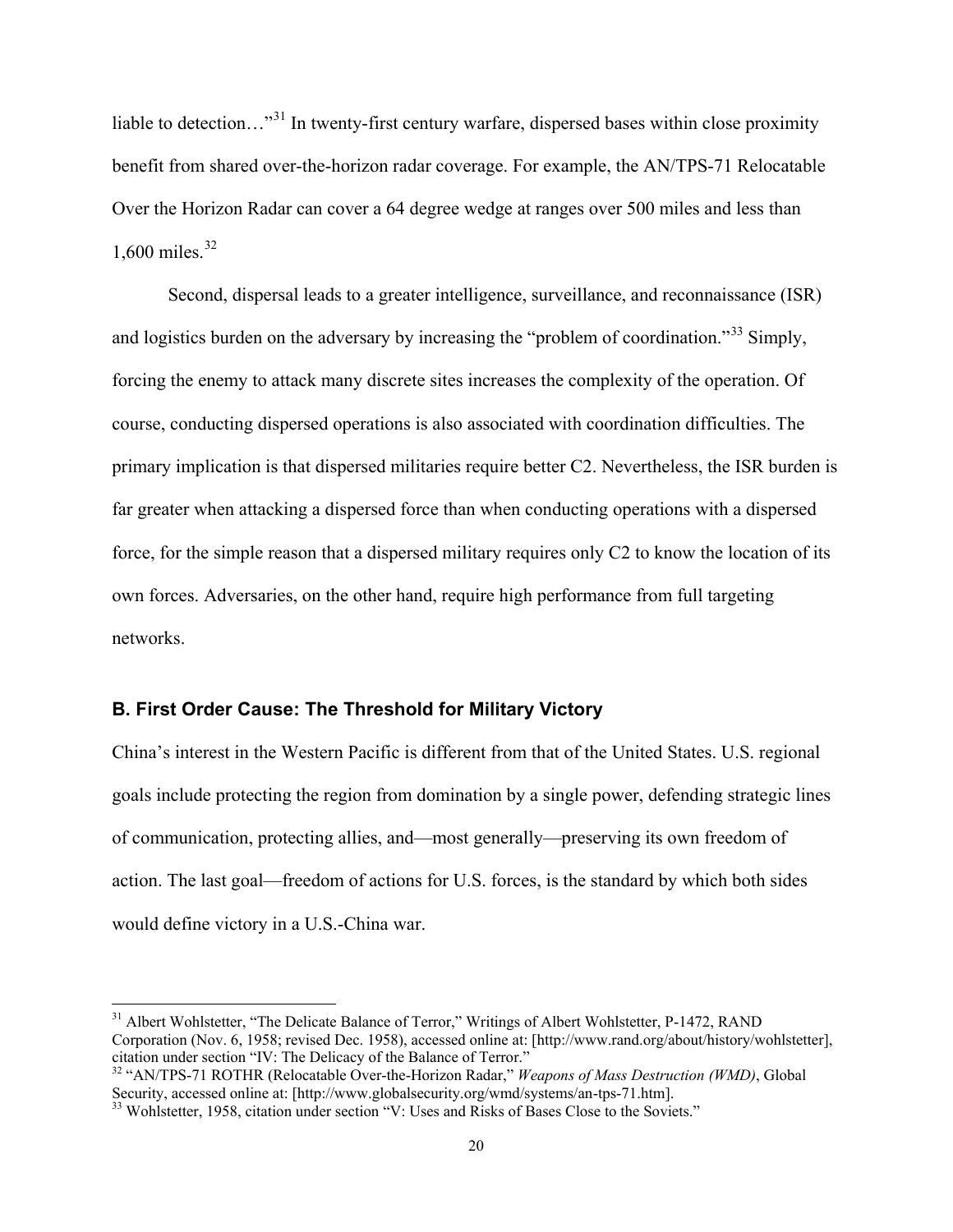liable to detection…"[31] In twenty-first century warfare, dispersed bases within close proximity benefit from shared over-the-horizon radar coverage. For example, the AN/TPS-71 Relocatable Over the Horizon Radar can cover a 64 degree wedge at ranges over 500 miles and less than 1,600 miles.[32]

Second, dispersal leads to a greater intelligence, surveillance, and reconnaissance (ISR) and logistics burden on the adversary by increasing the "problem of coordination."[33] Simply, forcing the enemy to attack many discrete sites increases the complexity of the operation. Of course, conducting dispersed operations is also associated with coordination difficulties. The primary implication is that dispersed militaries require better C2. Nevertheless, the ISR burden is far greater when attacking a dispersed force than when conducting operations with a dispersed force, for the simple reason that a dispersed military requires only C2 to know the location of its own forces. Adversaries, on the other hand, require high performance from full targeting networks.

### B. First Order Cause: The Threshold for Military Victory

China's interest in the Western Pacific is different from that of the United States. U.S. regional goals include protecting the region from domination by a single power, defending strategic lines of communication, protecting allies, and—most generally—preserving its own freedom of action. The last goal—freedom of actions for U.S. forces, is the standard by which both sides would define victory in a U.S.-China war.

---

[31] Albert Wohlstetter, "The Delicate Balance of Terror," Writings of Albert Wohlstetter, P-1472, RAND Corporation (Nov. 6, 1958; revised Dec. 1958), accessed online at: [http://www.rand.org/about/history/wohlstetter], citation under section "IV: The Delicacy of the Balance of Terror."

[32] "AN/TPS-71 ROTHR (Relocatable Over-the-Horizon Radar," *Weapons of Mass Destruction (WMD)*, Global Security, accessed online at: [http://www.globalsecurity.org/wmd/systems/an-tps-71.htm].

[33] Wohlstetter, 1958, citation under section "V: Uses and Risks of Bases Close to the Soviets."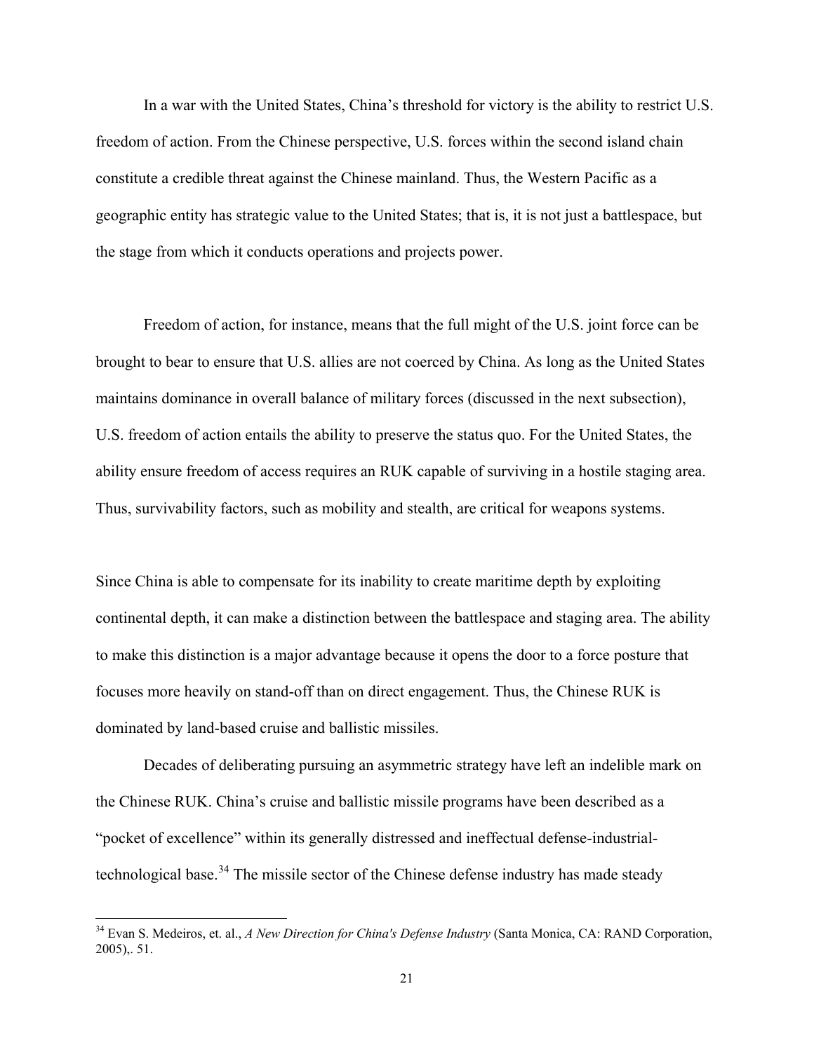In a war with the United States, China's threshold for victory is the ability to restrict U.S. freedom of action. From the Chinese perspective, U.S. forces within the second island chain constitute a credible threat against the Chinese mainland. Thus, the Western Pacific as a geographic entity has strategic value to the United States; that is, it is not just a battlespace, but the stage from which it conducts operations and projects power.

Freedom of action, for instance, means that the full might of the U.S. joint force can be brought to bear to ensure that U.S. allies are not coerced by China. As long as the United States maintains dominance in overall balance of military forces (discussed in the next subsection), U.S. freedom of action entails the ability to preserve the status quo. For the United States, the ability ensure freedom of access requires an RUK capable of surviving in a hostile staging area. Thus, survivability factors, such as mobility and stealth, are critical for weapons systems.

Since China is able to compensate for its inability to create maritime depth by exploiting continental depth, it can make a distinction between the battlespace and staging area. The ability to make this distinction is a major advantage because it opens the door to a force posture that focuses more heavily on stand-off than on direct engagement. Thus, the Chinese RUK is dominated by land-based cruise and ballistic missiles.

Decades of deliberating pursuing an asymmetric strategy have left an indelible mark on the Chinese RUK. China's cruise and ballistic missile programs have been described as a "pocket of excellence" within its generally distressed and ineffectual defense-industrial-technological base.[34] The missile sector of the Chinese defense industry has made steady

---

[34] Evan S. Medeiros, et. al., *A New Direction for China's Defense Industry* (Santa Monica, CA: RAND Corporation, 2005),. 51.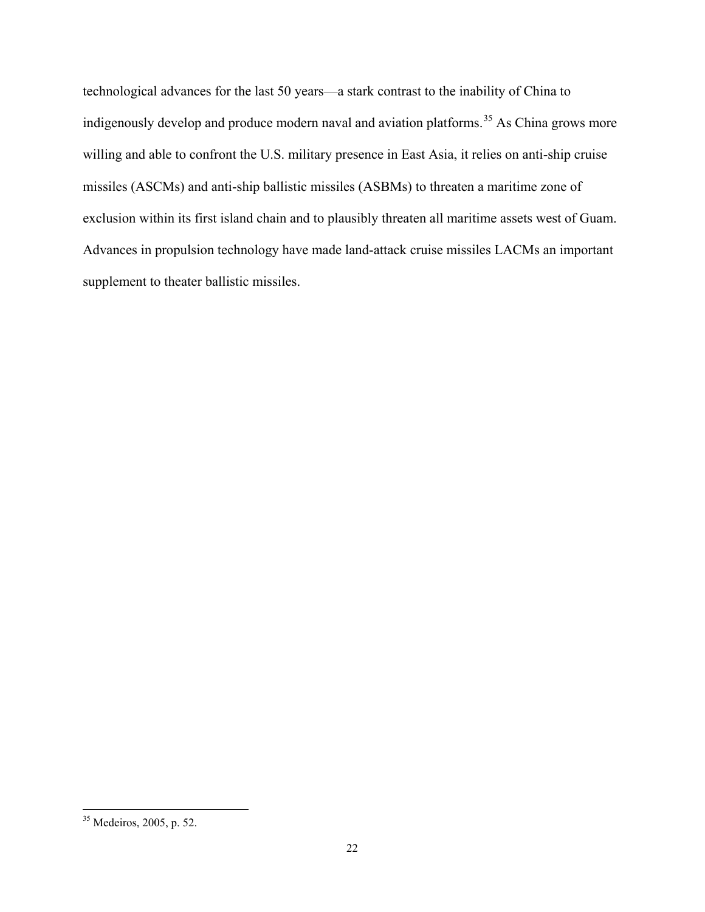technological advances for the last 50 years—a stark contrast to the inability of China to indigenously develop and produce modern naval and aviation platforms.[35] As China grows more willing and able to confront the U.S. military presence in East Asia, it relies on anti-ship cruise missiles (ASCMs) and anti-ship ballistic missiles (ASBMs) to threaten a maritime zone of exclusion within its first island chain and to plausibly threaten all maritime assets west of Guam. Advances in propulsion technology have made land-attack cruise missiles LACMs an important supplement to theater ballistic missiles.

---

[35] Medeiros, 2005, p. 52.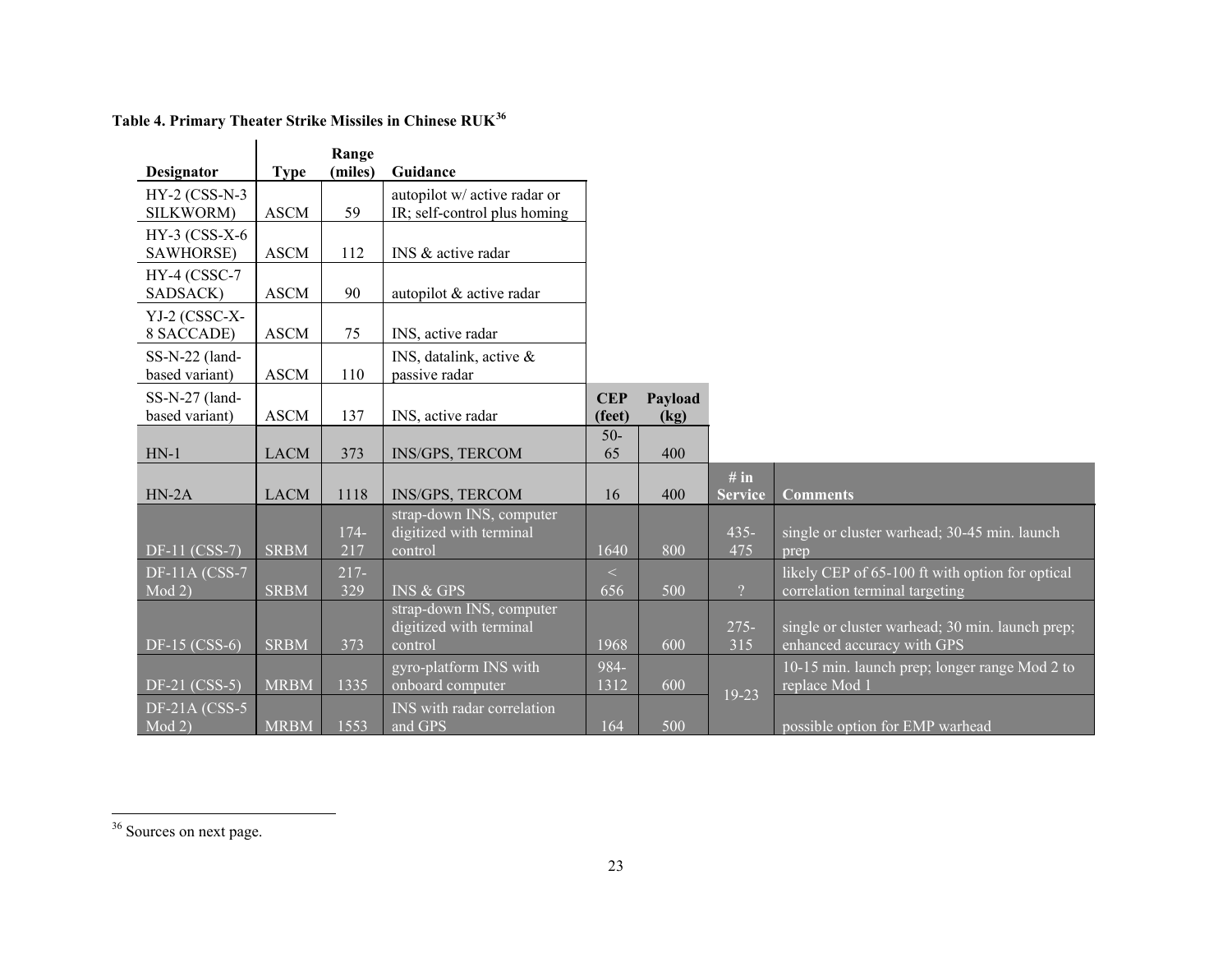**Table 4. Primary Theater Strike Missiles in Chinese RUK[36]**

| Designator | Type | Range (miles) | Guidance | CEP (feet) | Payload (kg) | # in Service | Comments |
|---|---|---|---|---|---|---|---|
| HY-2 (CSS-N-3 SILKWORM) | ASCM | 59 | autopilot w/ active radar or IR; self-control plus homing | | | | |
| HY-3 (CSS-X-6 SAWHORSE) | ASCM | 112 | INS & active radar | | | | |
| HY-4 (CSSC-7 SADSACK) | ASCM | 90 | autopilot & active radar | | | | |
| YJ-2 (CSSC-X-8 SACCADE) | ASCM | 75 | INS, active radar | | | | |
| SS-N-22 (land-based variant) | ASCM | 110 | INS, datalink, active & passive radar | | | | |
| SS-N-27 (land-based variant) | ASCM | 137 | INS, active radar | | | | |
| HN-1 | LACM | 373 | INS/GPS, TERCOM | 50-65 | 400 | | |
| HN-2A | LACM | 1118 | INS/GPS, TERCOM | 16 | 400 | | |
| DF-11 (CSS-7) | SRBM | 174-217 | strap-down INS, computer digitized with terminal control | 1640 | 800 | 435-475 | single or cluster warhead; 30-45 min. launch prep |
| DF-11A (CSS-7 Mod 2) | SRBM | 217-329 | INS & GPS | < 656 | 500 | ? | likely CEP of 65-100 ft with option for optical correlation terminal targeting |
| DF-15 (CSS-6) | SRBM | 373 | strap-down INS, computer digitized with terminal control | 1968 | 600 | 275-315 | single or cluster warhead; 30 min. launch prep; enhanced accuracy with GPS |
| DF-21 (CSS-5) | MRBM | 1335 | gyro-platform INS with onboard computer | 984-1312 | 600 | 19-23 | 10-15 min. launch prep; longer range Mod 2 to replace Mod 1 |
| DF-21A (CSS-5 Mod 2) | MRBM | 1553 | INS with radar correlation and GPS | 164 | 500 | | possible option for EMP warhead |

[36] Sources on next page.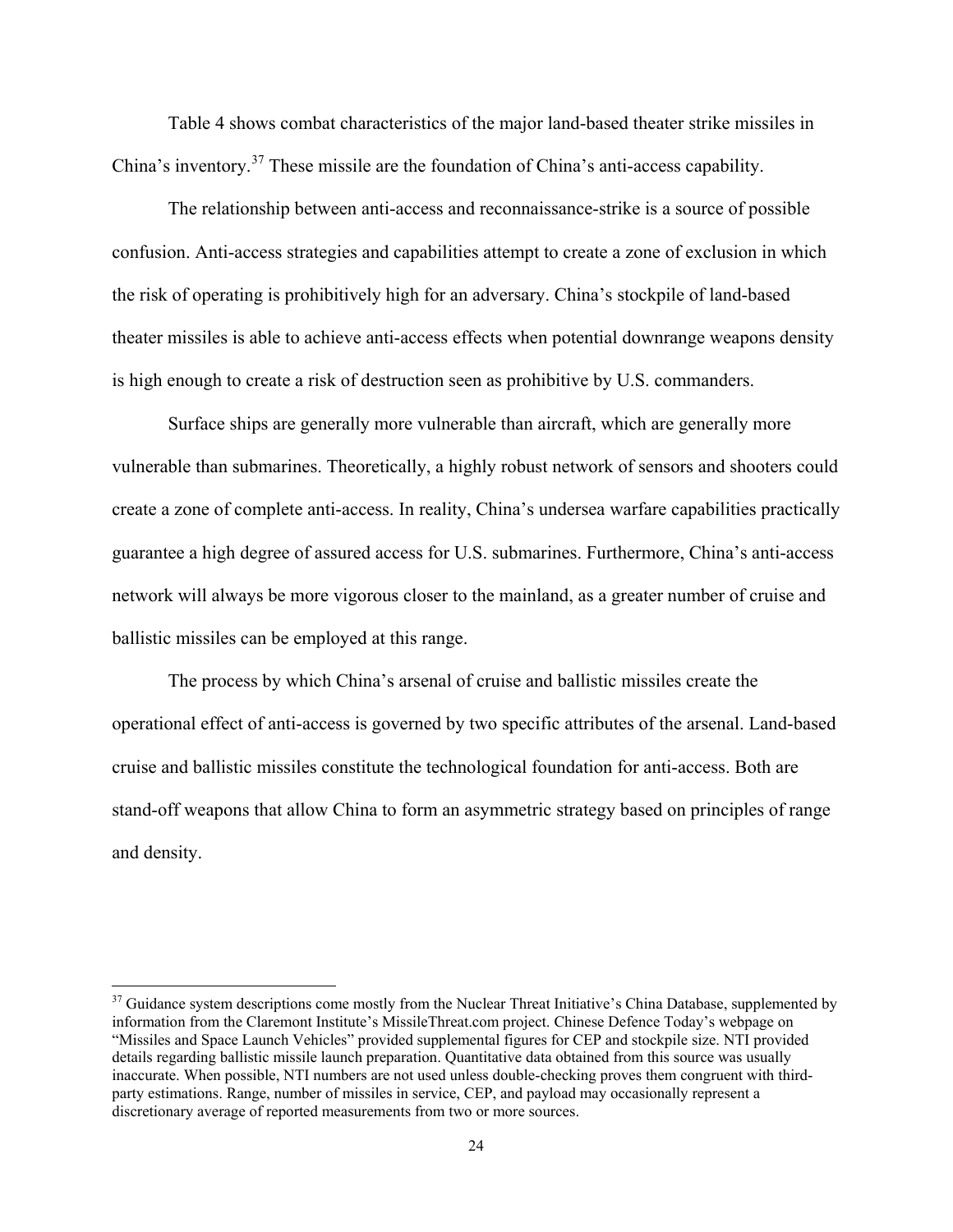Table 4 shows combat characteristics of the major land-based theater strike missiles in China's inventory.[37] These missile are the foundation of China's anti-access capability.

The relationship between anti-access and reconnaissance-strike is a source of possible confusion. Anti-access strategies and capabilities attempt to create a zone of exclusion in which the risk of operating is prohibitively high for an adversary. China's stockpile of land-based theater missiles is able to achieve anti-access effects when potential downrange weapons density is high enough to create a risk of destruction seen as prohibitive by U.S. commanders.

Surface ships are generally more vulnerable than aircraft, which are generally more vulnerable than submarines. Theoretically, a highly robust network of sensors and shooters could create a zone of complete anti-access. In reality, China's undersea warfare capabilities practically guarantee a high degree of assured access for U.S. submarines. Furthermore, China's anti-access network will always be more vigorous closer to the mainland, as a greater number of cruise and ballistic missiles can be employed at this range.

The process by which China's arsenal of cruise and ballistic missiles create the operational effect of anti-access is governed by two specific attributes of the arsenal. Land-based cruise and ballistic missiles constitute the technological foundation for anti-access. Both are stand-off weapons that allow China to form an asymmetric strategy based on principles of range and density.

---

[37] Guidance system descriptions come mostly from the Nuclear Threat Initiative's China Database, supplemented by information from the Claremont Institute's MissileThreat.com project. Chinese Defence Today's webpage on "Missiles and Space Launch Vehicles" provided supplemental figures for CEP and stockpile size. NTI provided details regarding ballistic missile launch preparation. Quantitative data obtained from this source was usually inaccurate. When possible, NTI numbers are not used unless double-checking proves them congruent with third-party estimations. Range, number of missiles in service, CEP, and payload may occasionally represent a discretionary average of reported measurements from two or more sources.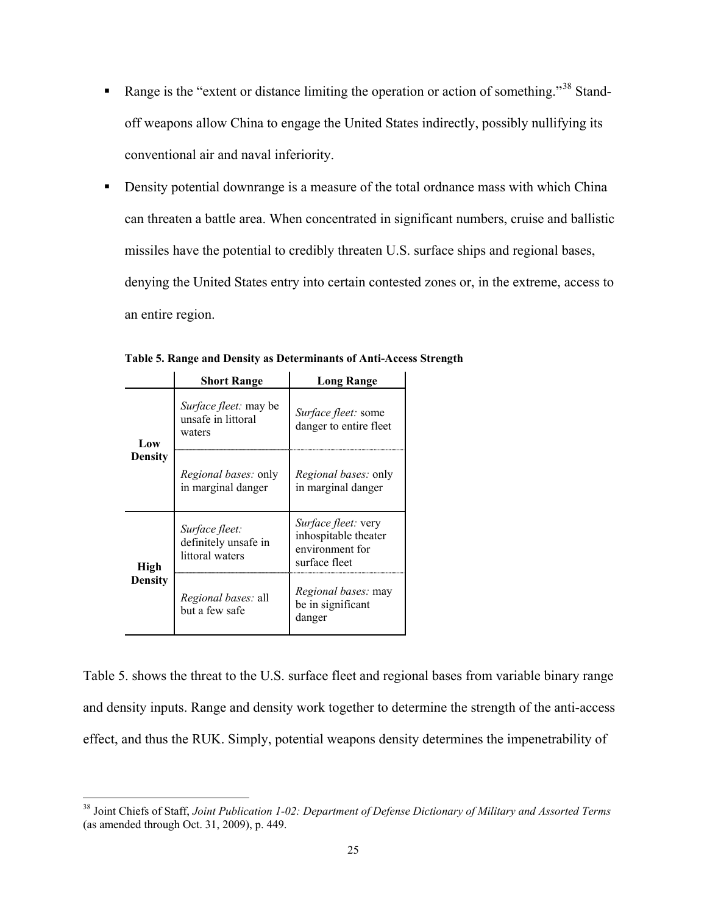- Range is the "extent or distance limiting the operation or action of something."[38] Stand-off weapons allow China to engage the United States indirectly, possibly nullifying its conventional air and naval inferiority.
- Density potential downrange is a measure of the total ordnance mass with which China can threaten a battle area. When concentrated in significant numbers, cruise and ballistic missiles have the potential to credibly threaten U.S. surface ships and regional bases, denying the United States entry into certain contested zones or, in the extreme, access to an entire region.

**Table 5. Range and Density as Determinants of Anti-Access Strength**

| | **Short Range** | **Long Range** |
|---|---|---|
| **Low Density** | *Surface fleet:* may be unsafe in littoral waters | *Surface fleet:* some danger to entire fleet |
| | *Regional bases:* only in marginal danger | *Regional bases:* only in marginal danger |
| **High Density** | *Surface fleet:* definitely unsafe in littoral waters | *Surface fleet:* very inhospitable theater environment for surface fleet |
| | *Regional bases:* all but a few safe | *Regional bases:* may be in significant danger |

Table 5. shows the threat to the U.S. surface fleet and regional bases from variable binary range and density inputs. Range and density work together to determine the strength of the anti-access effect, and thus the RUK. Simply, potential weapons density determines the impenetrability of

[38] Joint Chiefs of Staff, *Joint Publication 1-02: Department of Defense Dictionary of Military and Assorted Terms* (as amended through Oct. 31, 2009), p. 449.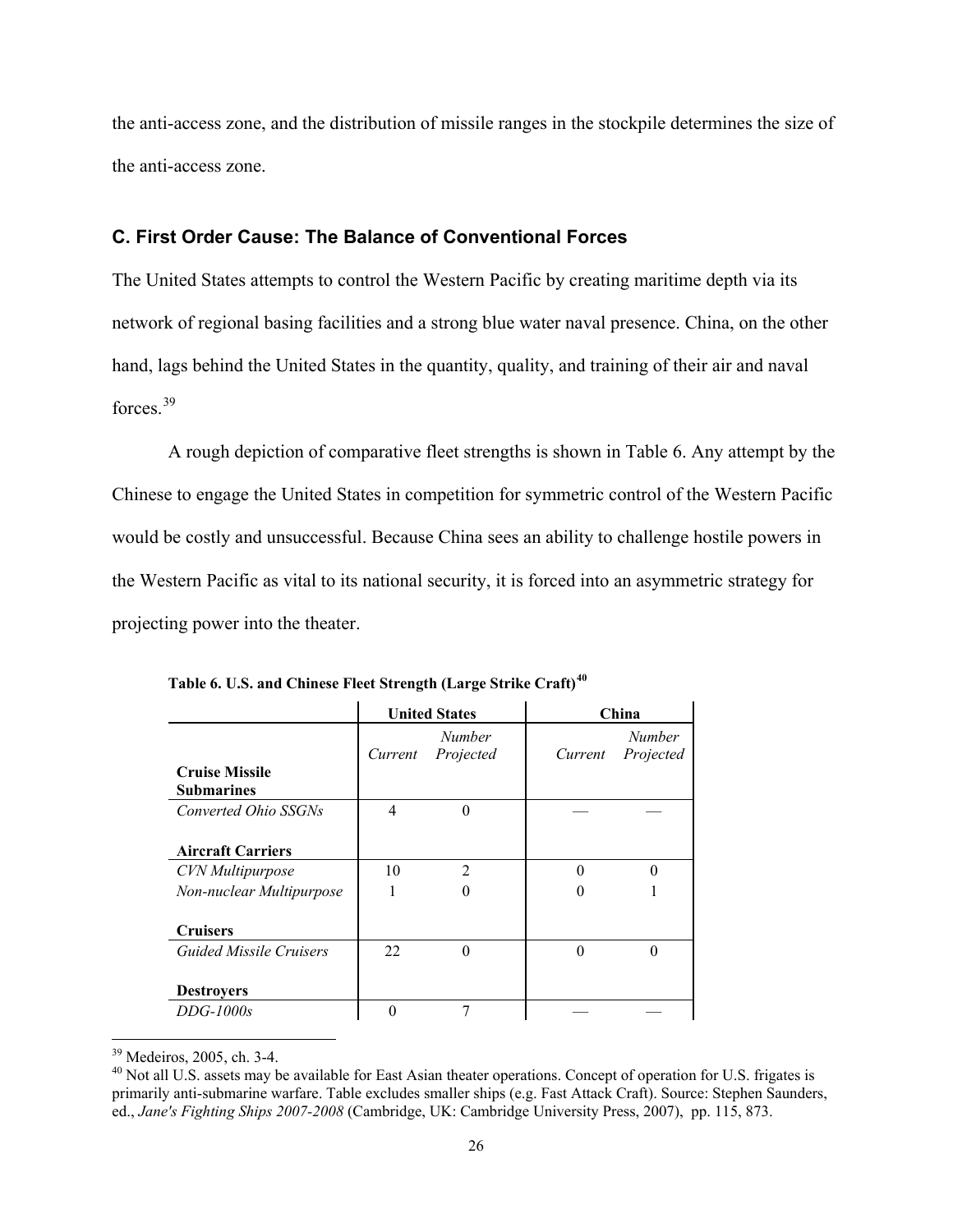the anti-access zone, and the distribution of missile ranges in the stockpile determines the size of the anti-access zone.

### C. First Order Cause: The Balance of Conventional Forces

The United States attempts to control the Western Pacific by creating maritime depth via its network of regional basing facilities and a strong blue water naval presence. China, on the other hand, lags behind the United States in the quantity, quality, and training of their air and naval forces.[39]

A rough depiction of comparative fleet strengths is shown in Table 6. Any attempt by the Chinese to engage the United States in competition for symmetric control of the Western Pacific would be costly and unsuccessful. Because China sees an ability to challenge hostile powers in the Western Pacific as vital to its national security, it is forced into an asymmetric strategy for projecting power into the theater.

**Table 6. U.S. and Chinese Fleet Strength (Large Strike Craft)[40]**

| | United States | | China | |
|---|---|---|---|---|
| | *Current* | *Number Projected* | *Current* | *Number Projected* |
| **Cruise Missile Submarines** | | | | |
| *Converted Ohio SSGNs* | 4 | 0 | — | — |
| **Aircraft Carriers** | | | | |
| *CVN Multipurpose* | 10 | 2 | 0 | 0 |
| *Non-nuclear Multipurpose* | 1 | 0 | 0 | 1 |
| **Cruisers** | | | | |
| *Guided Missile Cruisers* | 22 | 0 | 0 | 0 |
| **Destroyers** | | | | |
| *DDG-1000s* | 0 | 7 | — | — |

[39] Medeiros, 2005, ch. 3-4.

[40] Not all U.S. assets may be available for East Asian theater operations. Concept of operation for U.S. frigates is primarily anti-submarine warfare. Table excludes smaller ships (e.g. Fast Attack Craft). Source: Stephen Saunders, ed., *Jane's Fighting Ships 2007-2008* (Cambridge, UK: Cambridge University Press, 2007), pp. 115, 873.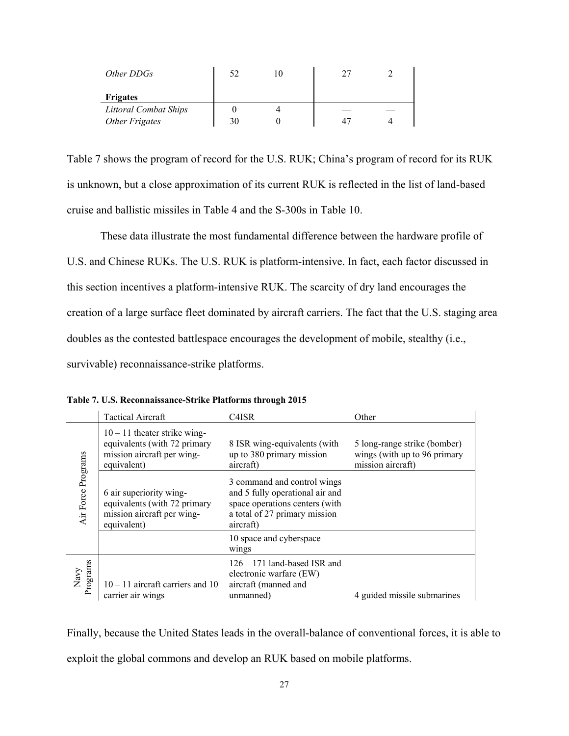| | | | | |
|---|---|---|---|---|
| *Other DDGs* | 52 | 10 | 27 | 2 |
| **Frigates** | | | | |
| *Littoral Combat Ships* | 0 | 4 | — | — |
| *Other Frigates* | 30 | 0 | 47 | 4 |

Table 7 shows the program of record for the U.S. RUK; China's program of record for its RUK is unknown, but a close approximation of its current RUK is reflected in the list of land-based cruise and ballistic missiles in Table 4 and the S-300s in Table 10.

These data illustrate the most fundamental difference between the hardware profile of U.S. and Chinese RUKs. The U.S. RUK is platform-intensive. In fact, each factor discussed in this section incentives a platform-intensive RUK. The scarcity of dry land encourages the creation of a large surface fleet dominated by aircraft carriers. The fact that the U.S. staging area doubles as the contested battlespace encourages the development of mobile, stealthy (i.e., survivable) reconnaissance-strike platforms.

**Table 7. U.S. Reconnaissance-Strike Platforms through 2015**

| | Tactical Aircraft | C4ISR | Other |
|---|---|---|---|
| Air Force Programs | 10 – 11 theater strike wing-equivalents (with 72 primary mission aircraft per wing-equivalent) | 8 ISR wing-equivalents (with up to 380 primary mission aircraft) | 5 long-range strike (bomber) wings (with up to 96 primary mission aircraft) |
| | 6 air superiority wing-equivalents (with 72 primary mission aircraft per wing-equivalent) | 3 command and control wings and 5 fully operational air and space operations centers (with a total of 27 primary mission aircraft) | |
| | | 10 space and cyberspace wings | |
| Navy Programs | 10 – 11 aircraft carriers and 10 carrier air wings | 126 – 171 land-based ISR and electronic warfare (EW) aircraft (manned and unmanned) | 4 guided missile submarines |

Finally, because the United States leads in the overall-balance of conventional forces, it is able to exploit the global commons and develop an RUK based on mobile platforms.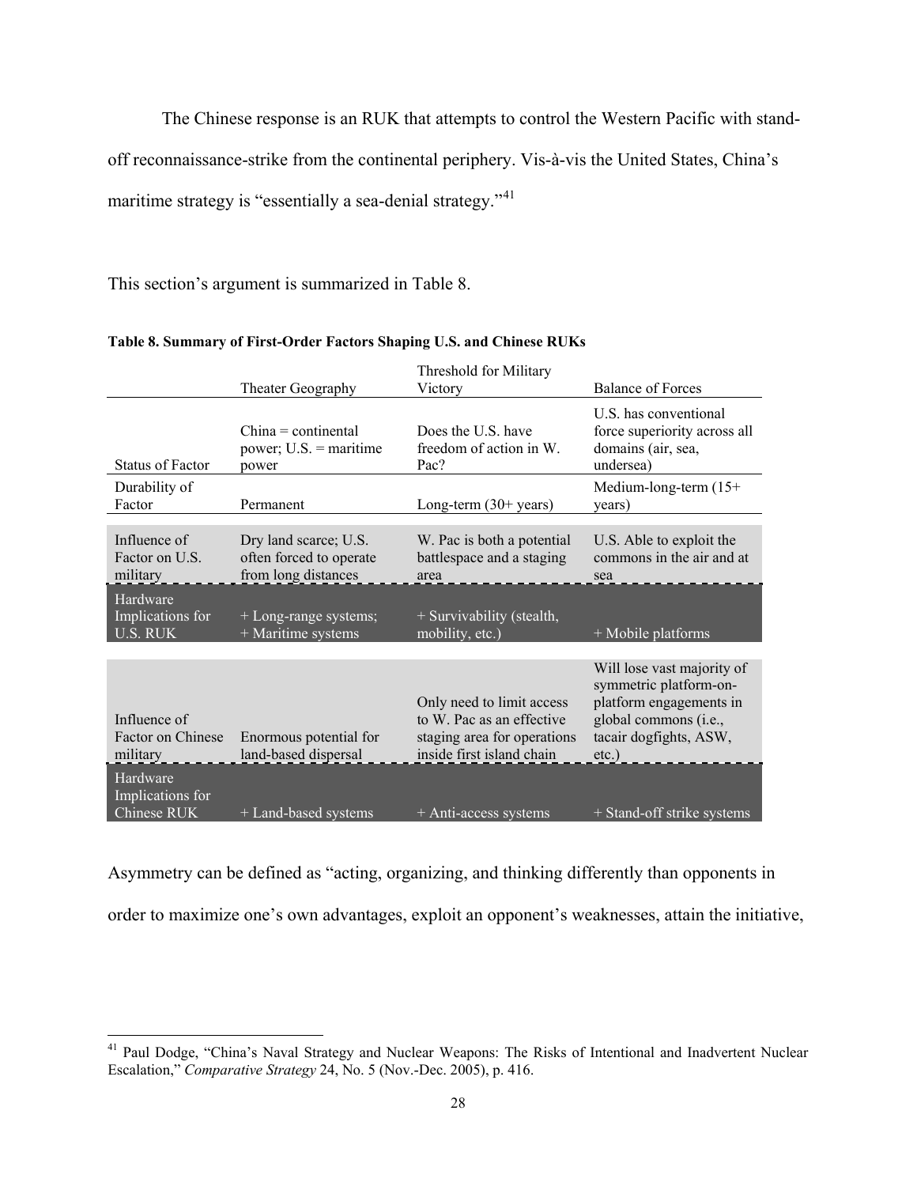The Chinese response is an RUK that attempts to control the Western Pacific with stand-off reconnaissance-strike from the continental periphery. Vis-à-vis the United States, China's maritime strategy is "essentially a sea-denial strategy."[41]

This section's argument is summarized in Table 8.

**Table 8. Summary of First-Order Factors Shaping U.S. and Chinese RUKs**

| | Theater Geography | Threshold for Military Victory | Balance of Forces |
|---|---|---|---|
| Status of Factor | China = continental power; U.S. = maritime power | Does the U.S. have freedom of action in W. Pac? | U.S. has conventional force superiority across all domains (air, sea, undersea) |
| Durability of Factor | Permanent | Long-term (30+ years) | Medium-long-term (15+ years) |
| Influence of Factor on U.S. military | Dry land scarce; U.S. often forced to operate from long distances | W. Pac is both a potential battlespace and a staging area | U.S. Able to exploit the commons in the air and at sea |
| Hardware Implications for U.S. RUK | + Long-range systems; + Maritime systems | + Survivability (stealth, mobility, etc.) | + Mobile platforms |
| Influence of Factor on Chinese military | Enormous potential for land-based dispersal | Only need to limit access to W. Pac as an effective staging area for operations inside first island chain | Will lose vast majority of symmetric platform-on-platform engagements in global commons (i.e., tacair dogfights, ASW, etc.) |
| Hardware Implications for Chinese RUK | + Land-based systems | + Anti-access systems | + Stand-off strike systems |

Asymmetry can be defined as "acting, organizing, and thinking differently than opponents in order to maximize one's own advantages, exploit an opponent's weaknesses, attain the initiative,

[41] Paul Dodge, "China's Naval Strategy and Nuclear Weapons: The Risks of Intentional and Inadvertent Nuclear Escalation," *Comparative Strategy* 24, No. 5 (Nov.-Dec. 2005), p. 416.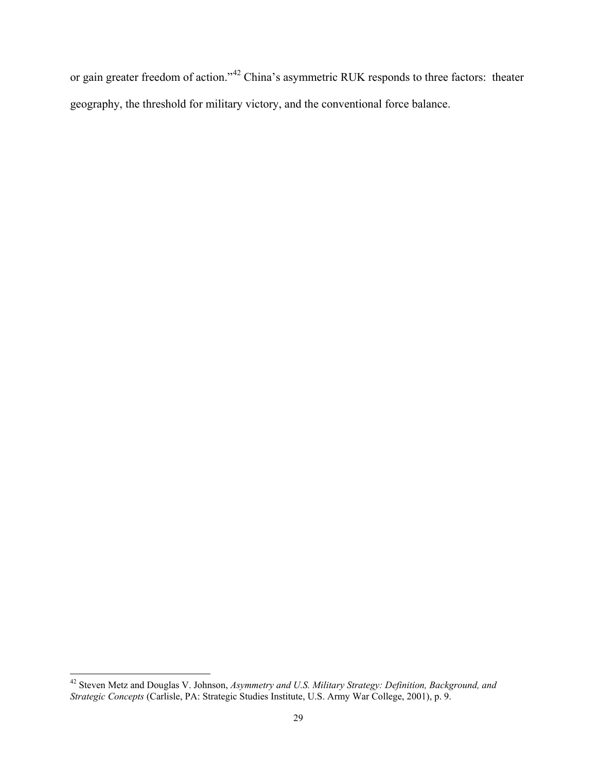or gain greater freedom of action."[42] China's asymmetric RUK responds to three factors: theater geography, the threshold for military victory, and the conventional force balance.

[42] Steven Metz and Douglas V. Johnson, *Asymmetry and U.S. Military Strategy: Definition, Background, and Strategic Concepts* (Carlisle, PA: Strategic Studies Institute, U.S. Army War College, 2001), p. 9.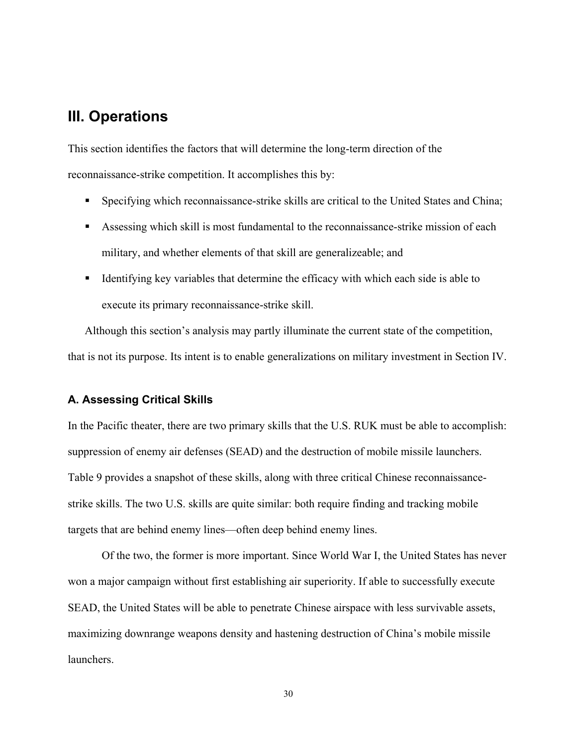## III. Operations

This section identifies the factors that will determine the long-term direction of the reconnaissance-strike competition. It accomplishes this by:

- Specifying which reconnaissance-strike skills are critical to the United States and China;
- Assessing which skill is most fundamental to the reconnaissance-strike mission of each military, and whether elements of that skill are generalizeable; and
- Identifying key variables that determine the efficacy with which each side is able to execute its primary reconnaissance-strike skill.

Although this section's analysis may partly illuminate the current state of the competition, that is not its purpose. Its intent is to enable generalizations on military investment in Section IV.

### A. Assessing Critical Skills

In the Pacific theater, there are two primary skills that the U.S. RUK must be able to accomplish: suppression of enemy air defenses (SEAD) and the destruction of mobile missile launchers. Table 9 provides a snapshot of these skills, along with three critical Chinese reconnaissance-strike skills. The two U.S. skills are quite similar: both require finding and tracking mobile targets that are behind enemy lines—often deep behind enemy lines.

Of the two, the former is more important. Since World War I, the United States has never won a major campaign without first establishing air superiority. If able to successfully execute SEAD, the United States will be able to penetrate Chinese airspace with less survivable assets, maximizing downrange weapons density and hastening destruction of China's mobile missile launchers.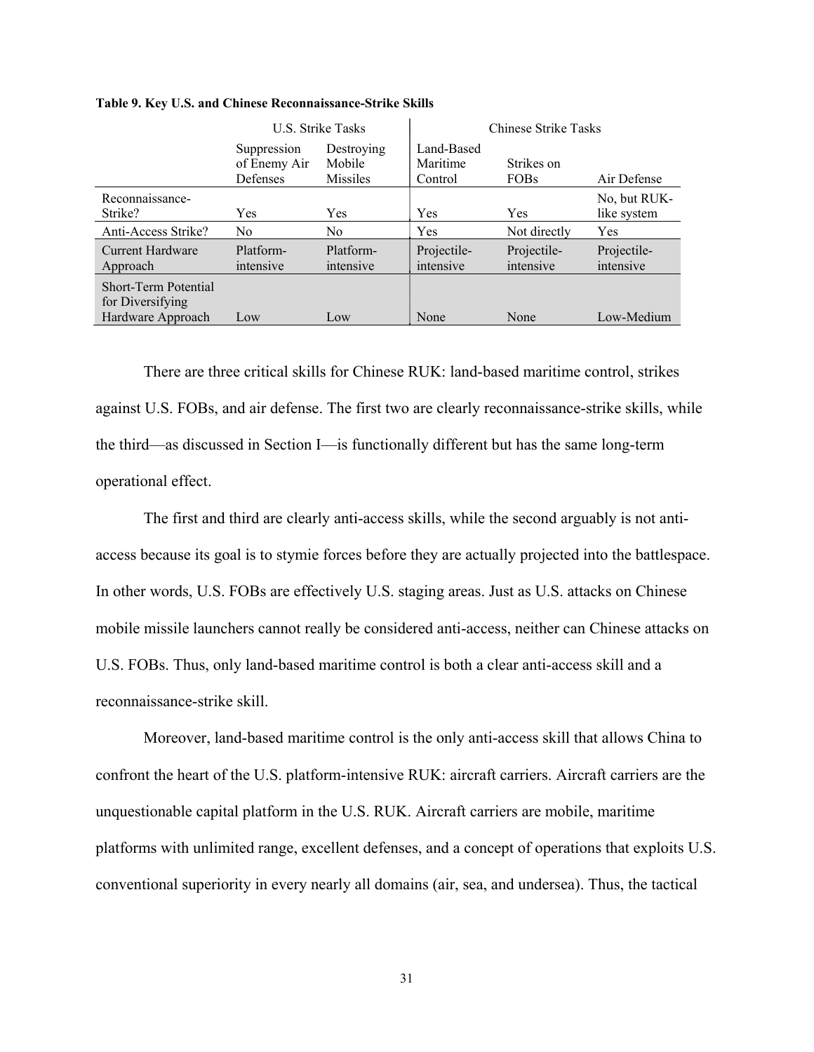**Table 9. Key U.S. and Chinese Reconnaissance-Strike Skills**

| | U.S. Strike Tasks | | Chinese Strike Tasks | | |
|---|---|---|---|---|---|
| | Suppression of Enemy Air Defenses | Destroying Mobile Missiles | Land-Based Maritime Control | Strikes on FOBs | Air Defense |
| Reconnaissance-Strike? | Yes | Yes | Yes | Yes | No, but RUK-like system |
| Anti-Access Strike? | No | No | Yes | Not directly | Yes |
| Current Hardware Approach | Platform-intensive | Platform-intensive | Projectile-intensive | Projectile-intensive | Projectile-intensive |
| Short-Term Potential for Diversifying Hardware Approach | Low | Low | None | None | Low-Medium |

There are three critical skills for Chinese RUK: land-based maritime control, strikes against U.S. FOBs, and air defense. The first two are clearly reconnaissance-strike skills, while the third—as discussed in Section I—is functionally different but has the same long-term operational effect.

The first and third are clearly anti-access skills, while the second arguably is not anti-access because its goal is to stymie forces before they are actually projected into the battlespace. In other words, U.S. FOBs are effectively U.S. staging areas. Just as U.S. attacks on Chinese mobile missile launchers cannot really be considered anti-access, neither can Chinese attacks on U.S. FOBs. Thus, only land-based maritime control is both a clear anti-access skill and a reconnaissance-strike skill.

Moreover, land-based maritime control is the only anti-access skill that allows China to confront the heart of the U.S. platform-intensive RUK: aircraft carriers. Aircraft carriers are the unquestionable capital platform in the U.S. RUK. Aircraft carriers are mobile, maritime platforms with unlimited range, excellent defenses, and a concept of operations that exploits U.S. conventional superiority in every nearly all domains (air, sea, and undersea). Thus, the tactical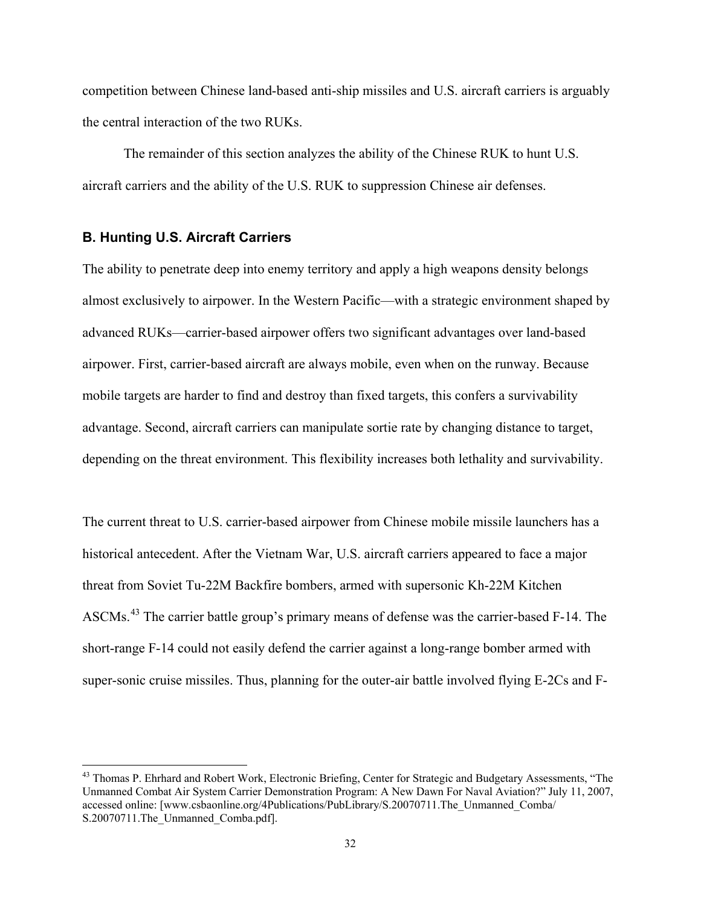competition between Chinese land-based anti-ship missiles and U.S. aircraft carriers is arguably the central interaction of the two RUKs.

The remainder of this section analyzes the ability of the Chinese RUK to hunt U.S. aircraft carriers and the ability of the U.S. RUK to suppression Chinese air defenses.

### B. Hunting U.S. Aircraft Carriers

The ability to penetrate deep into enemy territory and apply a high weapons density belongs almost exclusively to airpower. In the Western Pacific—with a strategic environment shaped by advanced RUKs—carrier-based airpower offers two significant advantages over land-based airpower. First, carrier-based aircraft are always mobile, even when on the runway. Because mobile targets are harder to find and destroy than fixed targets, this confers a survivability advantage. Second, aircraft carriers can manipulate sortie rate by changing distance to target, depending on the threat environment. This flexibility increases both lethality and survivability.

The current threat to U.S. carrier-based airpower from Chinese mobile missile launchers has a historical antecedent. After the Vietnam War, U.S. aircraft carriers appeared to face a major threat from Soviet Tu-22M Backfire bombers, armed with supersonic Kh-22M Kitchen ASCMs.[43] The carrier battle group's primary means of defense was the carrier-based F-14. The short-range F-14 could not easily defend the carrier against a long-range bomber armed with super-sonic cruise missiles. Thus, planning for the outer-air battle involved flying E-2Cs and F-

[43] Thomas P. Ehrhard and Robert Work, Electronic Briefing, Center for Strategic and Budgetary Assessments, "The Unmanned Combat Air System Carrier Demonstration Program: A New Dawn For Naval Aviation?" July 11, 2007, accessed online: [www.csbaonline.org/4Publications/PubLibrary/S.20070711.The_Unmanned_Comba/S.20070711.The_Unmanned_Comba.pdf].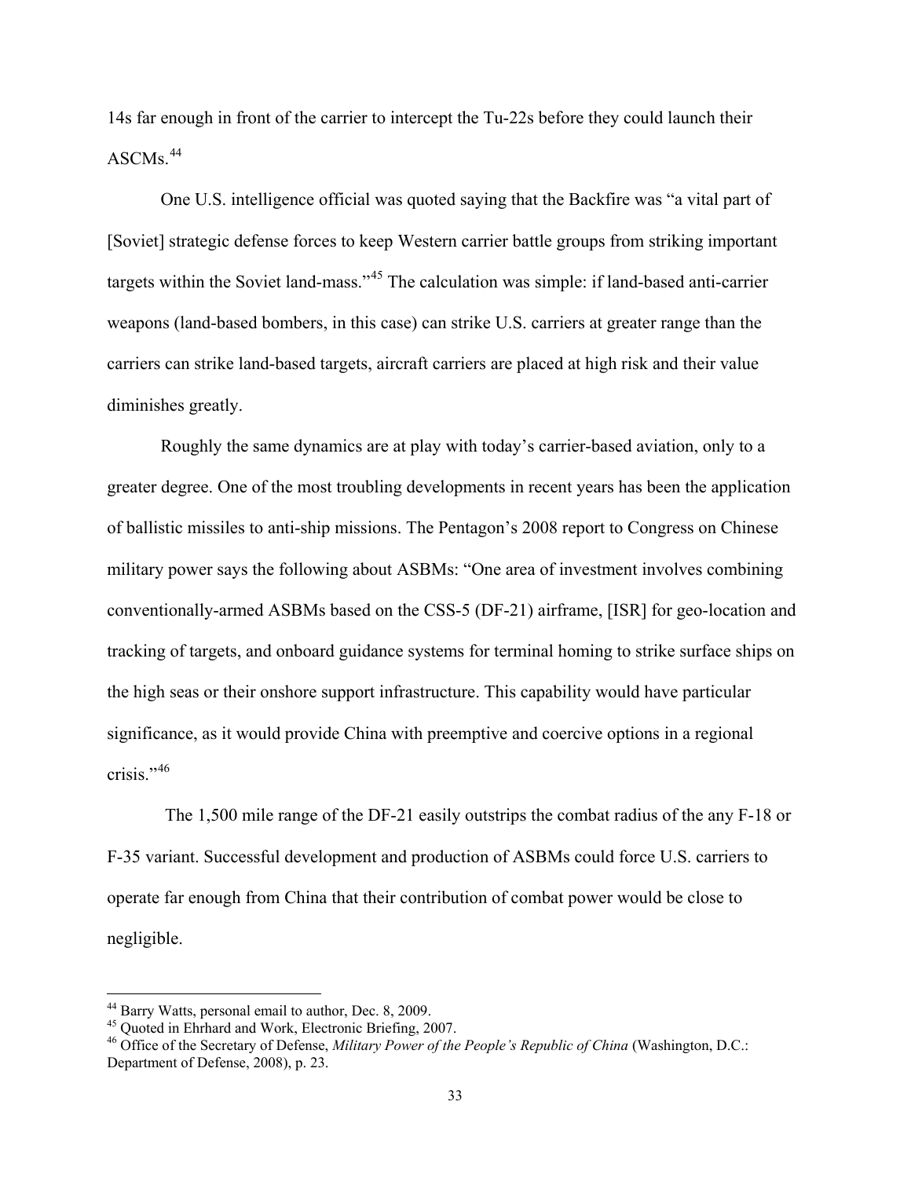14s far enough in front of the carrier to intercept the Tu-22s before they could launch their ASCMs.[44]

One U.S. intelligence official was quoted saying that the Backfire was "a vital part of [Soviet] strategic defense forces to keep Western carrier battle groups from striking important targets within the Soviet land-mass."[45] The calculation was simple: if land-based anti-carrier weapons (land-based bombers, in this case) can strike U.S. carriers at greater range than the carriers can strike land-based targets, aircraft carriers are placed at high risk and their value diminishes greatly.

Roughly the same dynamics are at play with today's carrier-based aviation, only to a greater degree. One of the most troubling developments in recent years has been the application of ballistic missiles to anti-ship missions. The Pentagon's 2008 report to Congress on Chinese military power says the following about ASBMs: "One area of investment involves combining conventionally-armed ASBMs based on the CSS-5 (DF-21) airframe, [ISR] for geo-location and tracking of targets, and onboard guidance systems for terminal homing to strike surface ships on the high seas or their onshore support infrastructure. This capability would have particular significance, as it would provide China with preemptive and coercive options in a regional crisis."[46]

The 1,500 mile range of the DF-21 easily outstrips the combat radius of the any F-18 or F-35 variant. Successful development and production of ASBMs could force U.S. carriers to operate far enough from China that their contribution of combat power would be close to negligible.

---

[44] Barry Watts, personal email to author, Dec. 8, 2009.

[45] Quoted in Ehrhard and Work, Electronic Briefing, 2007.

[46] Office of the Secretary of Defense, *Military Power of the People's Republic of China* (Washington, D.C.: Department of Defense, 2008), p. 23.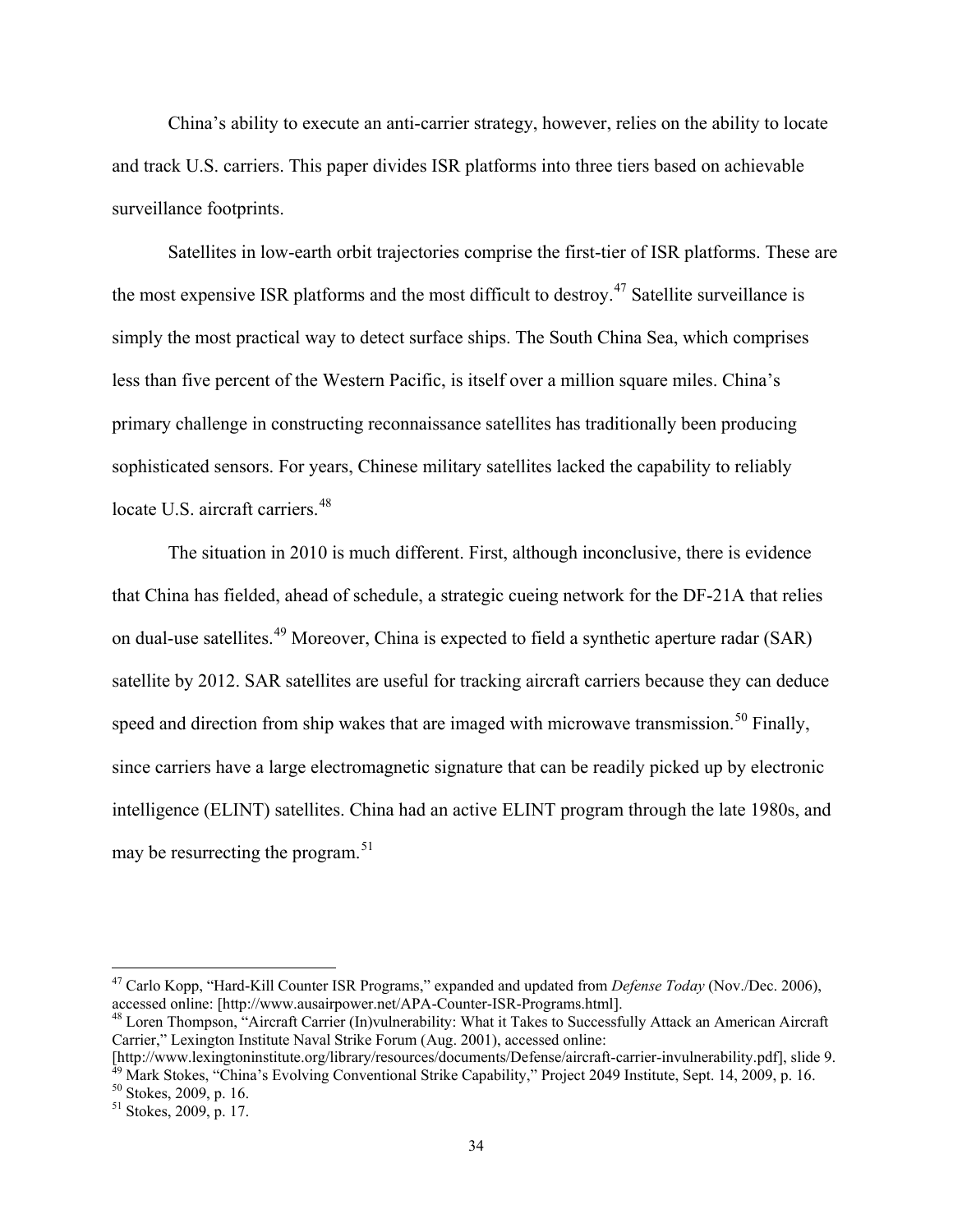China's ability to execute an anti-carrier strategy, however, relies on the ability to locate and track U.S. carriers. This paper divides ISR platforms into three tiers based on achievable surveillance footprints.

Satellites in low-earth orbit trajectories comprise the first-tier of ISR platforms. These are the most expensive ISR platforms and the most difficult to destroy.[47] Satellite surveillance is simply the most practical way to detect surface ships. The South China Sea, which comprises less than five percent of the Western Pacific, is itself over a million square miles. China's primary challenge in constructing reconnaissance satellites has traditionally been producing sophisticated sensors. For years, Chinese military satellites lacked the capability to reliably locate U.S. aircraft carriers.[48]

The situation in 2010 is much different. First, although inconclusive, there is evidence that China has fielded, ahead of schedule, a strategic cueing network for the DF-21A that relies on dual-use satellites.[49] Moreover, China is expected to field a synthetic aperture radar (SAR) satellite by 2012. SAR satellites are useful for tracking aircraft carriers because they can deduce speed and direction from ship wakes that are imaged with microwave transmission.[50] Finally, since carriers have a large electromagnetic signature that can be readily picked up by electronic intelligence (ELINT) satellites. China had an active ELINT program through the late 1980s, and may be resurrecting the program.[51]

---

[47] Carlo Kopp, "Hard-Kill Counter ISR Programs," expanded and updated from *Defense Today* (Nov./Dec. 2006), accessed online: [http://www.ausairpower.net/APA-Counter-ISR-Programs.html].

[48] Loren Thompson, "Aircraft Carrier (In)vulnerability: What it Takes to Successfully Attack an American Aircraft Carrier," Lexington Institute Naval Strike Forum (Aug. 2001), accessed online: [http://www.lexingtoninstitute.org/library/resources/documents/Defense/aircraft-carrier-invulnerability.pdf], slide 9.

[49] Mark Stokes, "China's Evolving Conventional Strike Capability," Project 2049 Institute, Sept. 14, 2009, p. 16.

[50] Stokes, 2009, p. 16.

[51] Stokes, 2009, p. 17.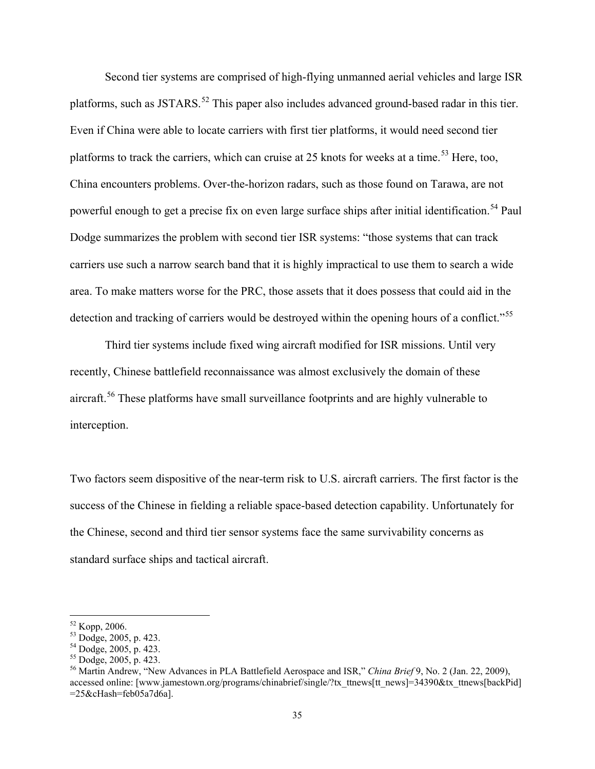Second tier systems are comprised of high-flying unmanned aerial vehicles and large ISR platforms, such as JSTARS.[52] This paper also includes advanced ground-based radar in this tier. Even if China were able to locate carriers with first tier platforms, it would need second tier platforms to track the carriers, which can cruise at 25 knots for weeks at a time.[53] Here, too, China encounters problems. Over-the-horizon radars, such as those found on Tarawa, are not powerful enough to get a precise fix on even large surface ships after initial identification.[54] Paul Dodge summarizes the problem with second tier ISR systems: "those systems that can track carriers use such a narrow search band that it is highly impractical to use them to search a wide area. To make matters worse for the PRC, those assets that it does possess that could aid in the detection and tracking of carriers would be destroyed within the opening hours of a conflict."[55]

Third tier systems include fixed wing aircraft modified for ISR missions. Until very recently, Chinese battlefield reconnaissance was almost exclusively the domain of these aircraft.[56] These platforms have small surveillance footprints and are highly vulnerable to interception.

Two factors seem dispositive of the near-term risk to U.S. aircraft carriers. The first factor is the success of the Chinese in fielding a reliable space-based detection capability. Unfortunately for the Chinese, second and third tier sensor systems face the same survivability concerns as standard surface ships and tactical aircraft.

---

[52] Kopp, 2006.

[53] Dodge, 2005, p. 423.

[54] Dodge, 2005, p. 423.

[55] Dodge, 2005, p. 423.

[56] Martin Andrew, "New Advances in PLA Battlefield Aerospace and ISR," *China Brief* 9, No. 2 (Jan. 22, 2009), accessed online: [www.jamestown.org/programs/chinabrief/single/?tx_ttnews[tt_news]=34390&tx_ttnews[backPid]=25&cHash=feb05a7d6a].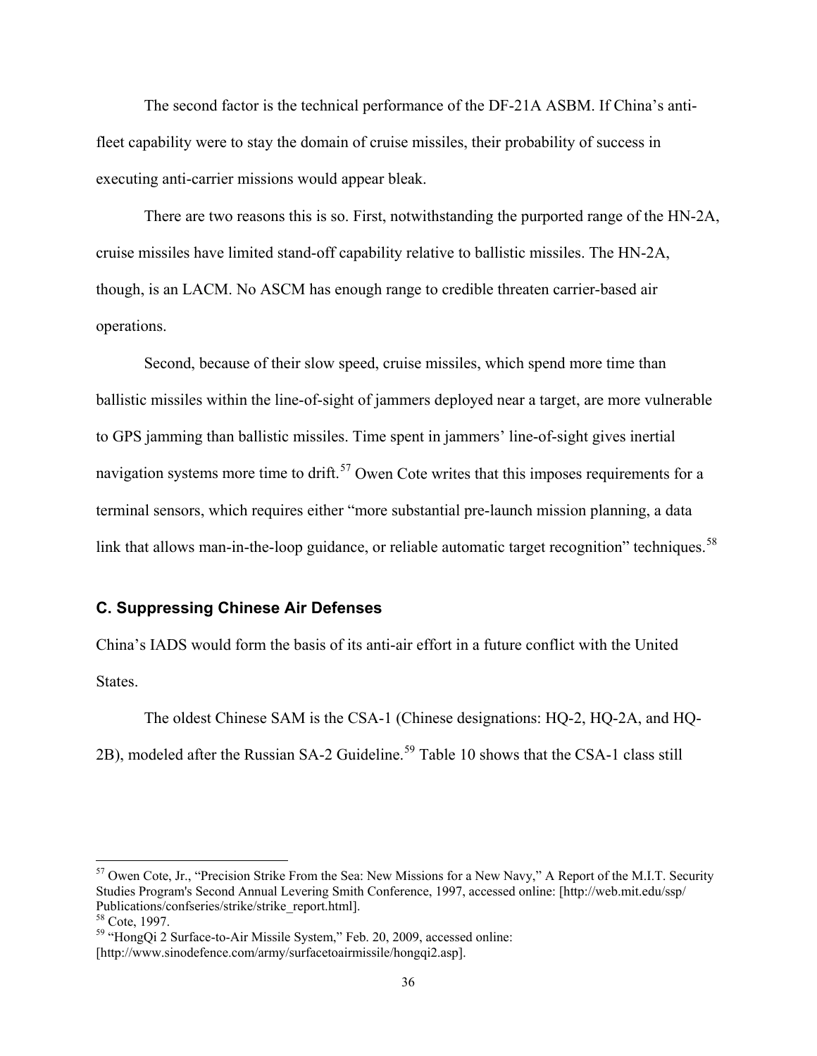The second factor is the technical performance of the DF-21A ASBM. If China's anti-fleet capability were to stay the domain of cruise missiles, their probability of success in executing anti-carrier missions would appear bleak.

There are two reasons this is so. First, notwithstanding the purported range of the HN-2A, cruise missiles have limited stand-off capability relative to ballistic missiles. The HN-2A, though, is an LACM. No ASCM has enough range to credible threaten carrier-based air operations.

Second, because of their slow speed, cruise missiles, which spend more time than ballistic missiles within the line-of-sight of jammers deployed near a target, are more vulnerable to GPS jamming than ballistic missiles. Time spent in jammers' line-of-sight gives inertial navigation systems more time to drift.[57] Owen Cote writes that this imposes requirements for a terminal sensors, which requires either "more substantial pre-launch mission planning, a data link that allows man-in-the-loop guidance, or reliable automatic target recognition" techniques.[58]

### C. Suppressing Chinese Air Defenses

China's IADS would form the basis of its anti-air effort in a future conflict with the United States.

The oldest Chinese SAM is the CSA-1 (Chinese designations: HQ-2, HQ-2A, and HQ-2B), modeled after the Russian SA-2 Guideline.[59] Table 10 shows that the CSA-1 class still

---

[57] Owen Cote, Jr., "Precision Strike From the Sea: New Missions for a New Navy," A Report of the M.I.T. Security Studies Program's Second Annual Levering Smith Conference, 1997, accessed online: [http://web.mit.edu/ssp/Publications/confseries/strike/strike_report.html].

[58] Cote, 1997.

[59] "HongQi 2 Surface-to-Air Missile System," Feb. 20, 2009, accessed online: [http://www.sinodefence.com/army/surfacetoairmissile/hongqi2.asp].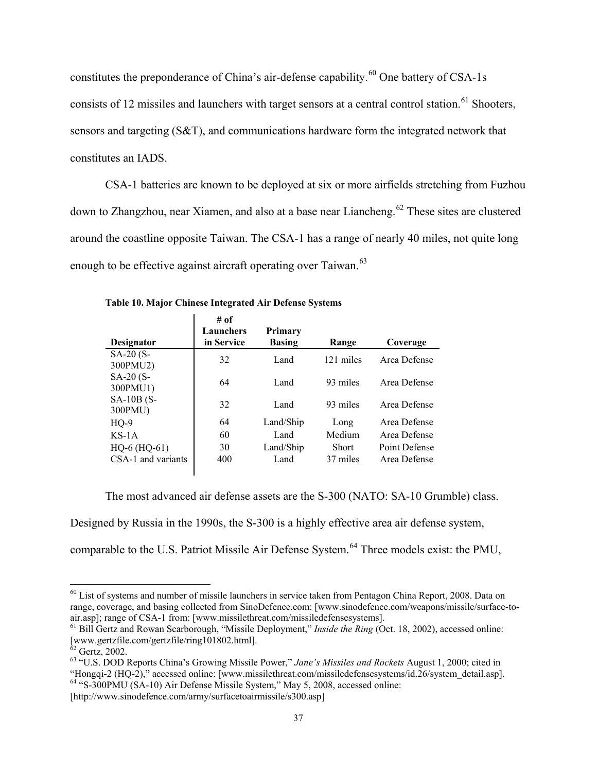constitutes the preponderance of China's air-defense capability.[60] One battery of CSA-1s consists of 12 missiles and launchers with target sensors at a central control station.[61] Shooters, sensors and targeting (S&T), and communications hardware form the integrated network that constitutes an IADS.

CSA-1 batteries are known to be deployed at six or more airfields stretching from Fuzhou down to Zhangzhou, near Xiamen, and also at a base near Liancheng.[62] These sites are clustered around the coastline opposite Taiwan. The CSA-1 has a range of nearly 40 miles, not quite long enough to be effective against aircraft operating over Taiwan.[63]

**Table 10. Major Chinese Integrated Air Defense Systems**

| Designator | # of Launchers in Service | Primary Basing | Range | Coverage |
|---|---|---|---|---|
| SA-20 (S-300PMU2) | 32 | Land | 121 miles | Area Defense |
| SA-20 (S-300PMU1) | 64 | Land | 93 miles | Area Defense |
| SA-10B (S-300PMU) | 32 | Land | 93 miles | Area Defense |
| HQ-9 | 64 | Land/Ship | Long | Area Defense |
| KS-1A | 60 | Land | Medium | Area Defense |
| HQ-6 (HQ-61) | 30 | Land/Ship | Short | Point Defense |
| CSA-1 and variants | 400 | Land | 37 miles | Area Defense |

The most advanced air defense assets are the S-300 (NATO: SA-10 Grumble) class. Designed by Russia in the 1990s, the S-300 is a highly effective area air defense system, comparable to the U.S. Patriot Missile Air Defense System.[64] Three models exist: the PMU,

---

[60] List of systems and number of missile launchers in service taken from Pentagon China Report, 2008. Data on range, coverage, and basing collected from SinoDefence.com: [www.sinodefence.com/weapons/missile/surface-to-air.asp]; range of CSA-1 from: [www.missilethreat.com/missiledefensesystems].

[61] Bill Gertz and Rowan Scarborough, "Missile Deployment," *Inside the Ring* (Oct. 18, 2002), accessed online: [www.gertzfile.com/gertzfile/ring101802.html].

[62] Gertz, 2002.

[63] "U.S. DOD Reports China's Growing Missile Power," *Jane's Missiles and Rockets* August 1, 2000; cited in "Hongqi-2 (HQ-2)," accessed online: [www.missilethreat.com/missiledefensesystems/id.26/system_detail.asp].

[64] "S-300PMU (SA-10) Air Defense Missile System," May 5, 2008, accessed online: [http://www.sinodefence.com/army/surfacetoairmissile/s300.asp]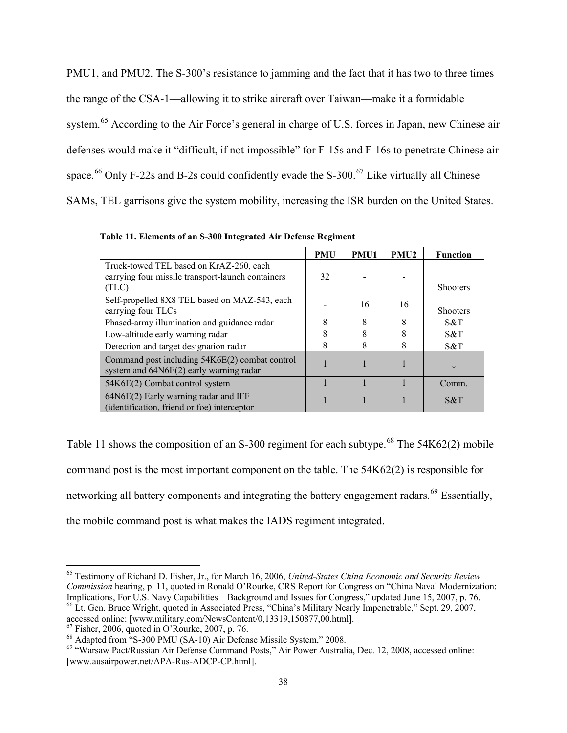PMU1, and PMU2. The S-300's resistance to jamming and the fact that it has two to three times the range of the CSA-1—allowing it to strike aircraft over Taiwan—make it a formidable system.[65] According to the Air Force's general in charge of U.S. forces in Japan, new Chinese air defenses would make it "difficult, if not impossible" for F-15s and F-16s to penetrate Chinese air space.[66] Only F-22s and B-2s could confidently evade the S-300.[67] Like virtually all Chinese SAMs, TEL garrisons give the system mobility, increasing the ISR burden on the United States.

**Table 11. Elements of an S-300 Integrated Air Defense Regiment**

| | PMU | PMU1 | PMU2 | Function |
|---|---|---|---|---|
| Truck-towed TEL based on KrAZ-260, each carrying four missile transport-launch containers (TLC) | 32 | - | - | Shooters |
| Self-propelled 8X8 TEL based on MAZ-543, each carrying four TLCs | - | 16 | 16 | Shooters |
| Phased-array illumination and guidance radar | 8 | 8 | 8 | S&T |
| Low-altitude early warning radar | 8 | 8 | 8 | S&T |
| Detection and target designation radar | 8 | 8 | 8 | S&T |
| Command post including 54K6E(2) combat control system and 64N6E(2) early warning radar | 1 | 1 | 1 | ↓ |
| 54K6E(2) Combat control system | 1 | 1 | 1 | Comm. |
| 64N6E(2) Early warning radar and IFF (identification, friend or foe) interceptor | 1 | 1 | 1 | S&T |

Table 11 shows the composition of an S-300 regiment for each subtype.[68] The 54K62(2) mobile command post is the most important component on the table. The 54K62(2) is responsible for networking all battery components and integrating the battery engagement radars.[69] Essentially, the mobile command post is what makes the IADS regiment integrated.

---

[65] Testimony of Richard D. Fisher, Jr., for March 16, 2006, *United-States China Economic and Security Review Commission* hearing, p. 11, quoted in Ronald O'Rourke, CRS Report for Congress on "China Naval Modernization: Implications, For U.S. Navy Capabilities—Background and Issues for Congress," updated June 15, 2007, p. 76.

[66] Lt. Gen. Bruce Wright, quoted in Associated Press, "China's Military Nearly Impenetrable," Sept. 29, 2007, accessed online: [www.military.com/NewsContent/0,13319,150877,00.html].

[67] Fisher, 2006, quoted in O'Rourke, 2007, p. 76.

[68] Adapted from "S-300 PMU (SA-10) Air Defense Missile System," 2008.

[69] "Warsaw Pact/Russian Air Defense Command Posts," Air Power Australia, Dec. 12, 2008, accessed online: [www.ausairpower.net/APA-Rus-ADCP-CP.html].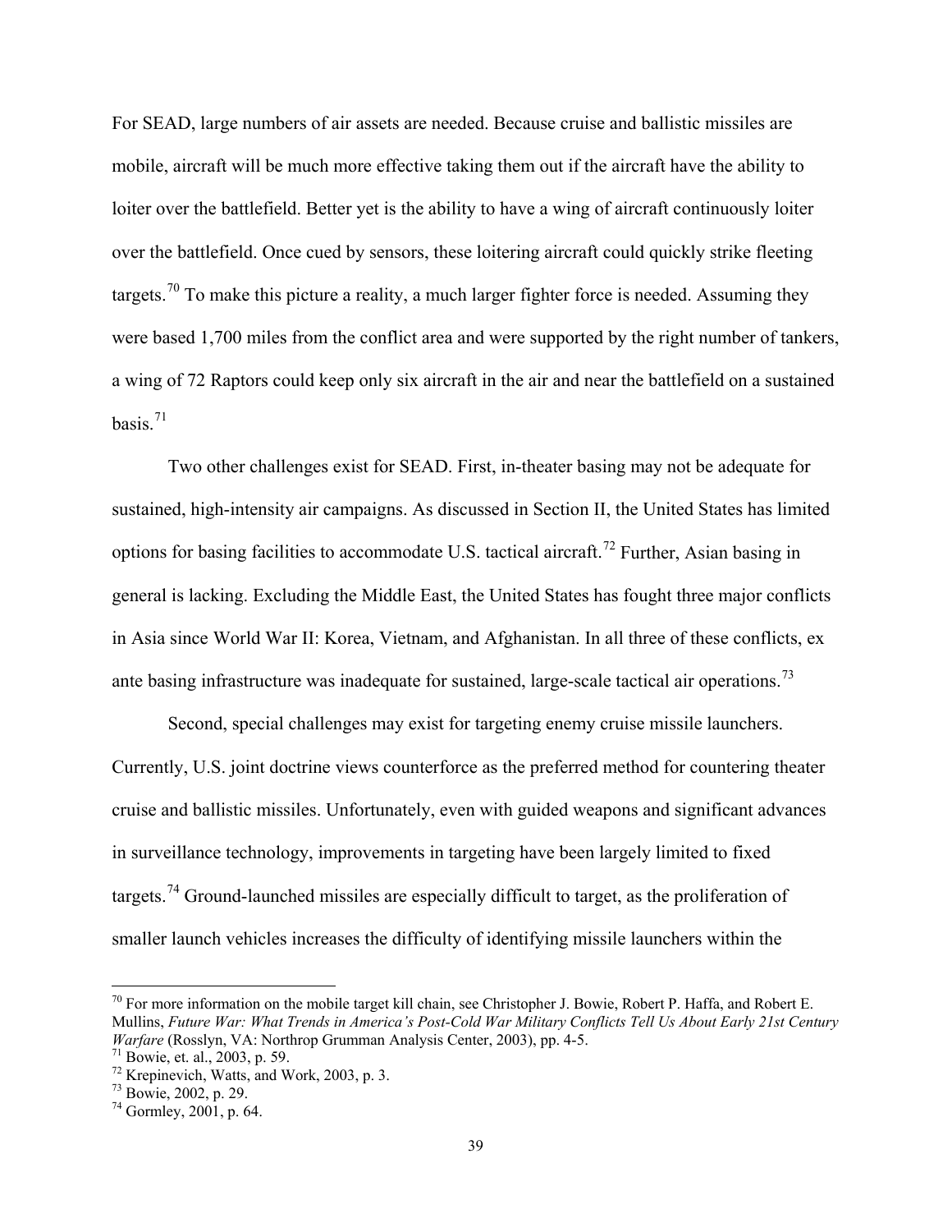For SEAD, large numbers of air assets are needed. Because cruise and ballistic missiles are mobile, aircraft will be much more effective taking them out if the aircraft have the ability to loiter over the battlefield. Better yet is the ability to have a wing of aircraft continuously loiter over the battlefield. Once cued by sensors, these loitering aircraft could quickly strike fleeting targets.[70] To make this picture a reality, a much larger fighter force is needed. Assuming they were based 1,700 miles from the conflict area and were supported by the right number of tankers, a wing of 72 Raptors could keep only six aircraft in the air and near the battlefield on a sustained basis.[71]

Two other challenges exist for SEAD. First, in-theater basing may not be adequate for sustained, high-intensity air campaigns. As discussed in Section II, the United States has limited options for basing facilities to accommodate U.S. tactical aircraft.[72] Further, Asian basing in general is lacking. Excluding the Middle East, the United States has fought three major conflicts in Asia since World War II: Korea, Vietnam, and Afghanistan. In all three of these conflicts, ex ante basing infrastructure was inadequate for sustained, large-scale tactical air operations.[73]

Second, special challenges may exist for targeting enemy cruise missile launchers. Currently, U.S. joint doctrine views counterforce as the preferred method for countering theater cruise and ballistic missiles. Unfortunately, even with guided weapons and significant advances in surveillance technology, improvements in targeting have been largely limited to fixed targets.[74] Ground-launched missiles are especially difficult to target, as the proliferation of smaller launch vehicles increases the difficulty of identifying missile launchers within the

---

[70] For more information on the mobile target kill chain, see Christopher J. Bowie, Robert P. Haffa, and Robert E. Mullins, *Future War: What Trends in America's Post-Cold War Military Conflicts Tell Us About Early 21st Century Warfare* (Rosslyn, VA: Northrop Grumman Analysis Center, 2003), pp. 4-5.

[71] Bowie, et. al., 2003, p. 59.

[72] Krepinevich, Watts, and Work, 2003, p. 3.

[73] Bowie, 2002, p. 29.

[74] Gormley, 2001, p. 64.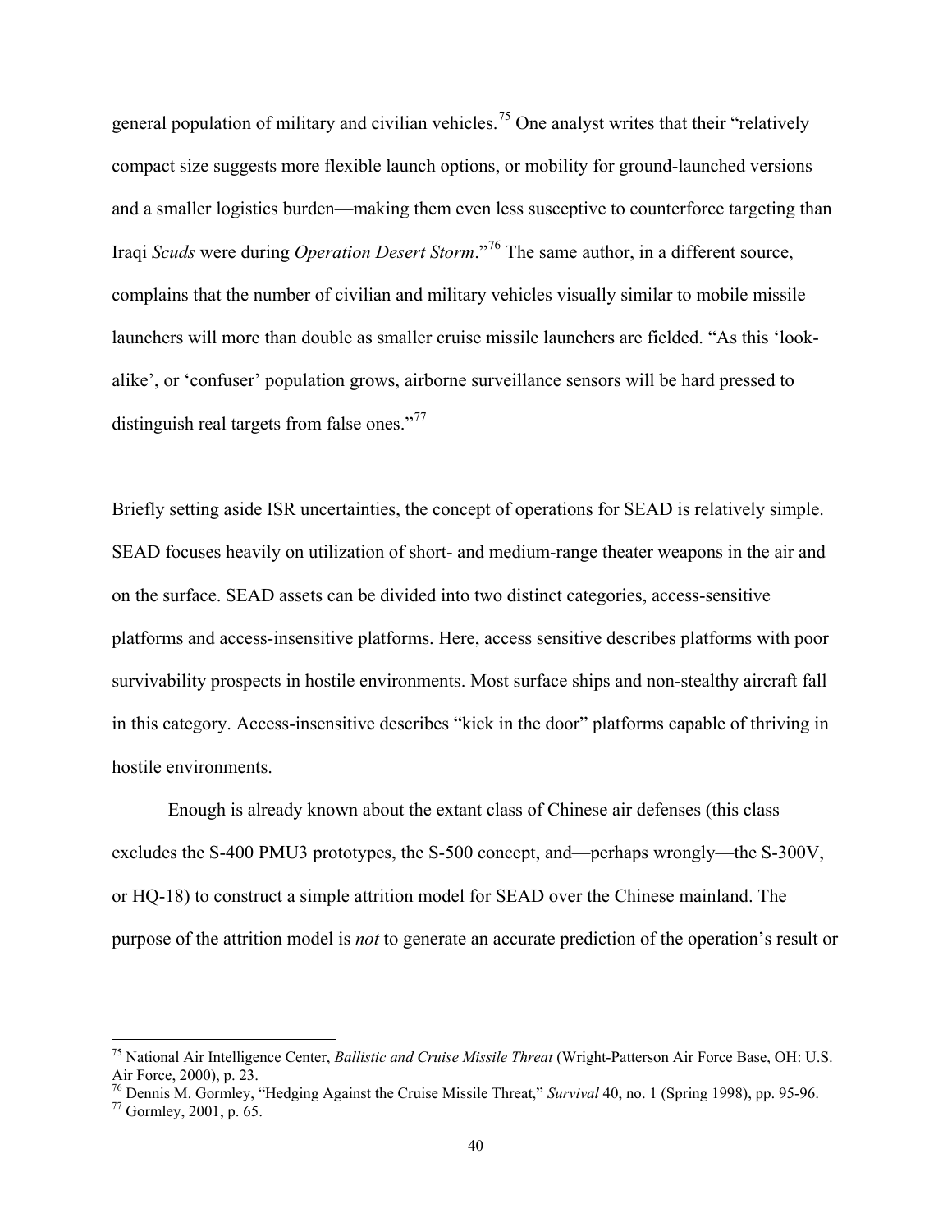general population of military and civilian vehicles.[75] One analyst writes that their "relatively compact size suggests more flexible launch options, or mobility for ground-launched versions and a smaller logistics burden—making them even less susceptive to counterforce targeting than Iraqi *Scuds* were during *Operation Desert Storm*."[76] The same author, in a different source, complains that the number of civilian and military vehicles visually similar to mobile missile launchers will more than double as smaller cruise missile launchers are fielded. "As this 'look-alike', or 'confuser' population grows, airborne surveillance sensors will be hard pressed to distinguish real targets from false ones."[77]

Briefly setting aside ISR uncertainties, the concept of operations for SEAD is relatively simple. SEAD focuses heavily on utilization of short- and medium-range theater weapons in the air and on the surface. SEAD assets can be divided into two distinct categories, access-sensitive platforms and access-insensitive platforms. Here, access sensitive describes platforms with poor survivability prospects in hostile environments. Most surface ships and non-stealthy aircraft fall in this category. Access-insensitive describes "kick in the door" platforms capable of thriving in hostile environments.

Enough is already known about the extant class of Chinese air defenses (this class excludes the S-400 PMU3 prototypes, the S-500 concept, and—perhaps wrongly—the S-300V, or HQ-18) to construct a simple attrition model for SEAD over the Chinese mainland. The purpose of the attrition model is *not* to generate an accurate prediction of the operation's result or

---

[75] National Air Intelligence Center, *Ballistic and Cruise Missile Threat* (Wright-Patterson Air Force Base, OH: U.S. Air Force, 2000), p. 23.

[76] Dennis M. Gormley, "Hedging Against the Cruise Missile Threat," *Survival* 40, no. 1 (Spring 1998), pp. 95-96.

[77] Gormley, 2001, p. 65.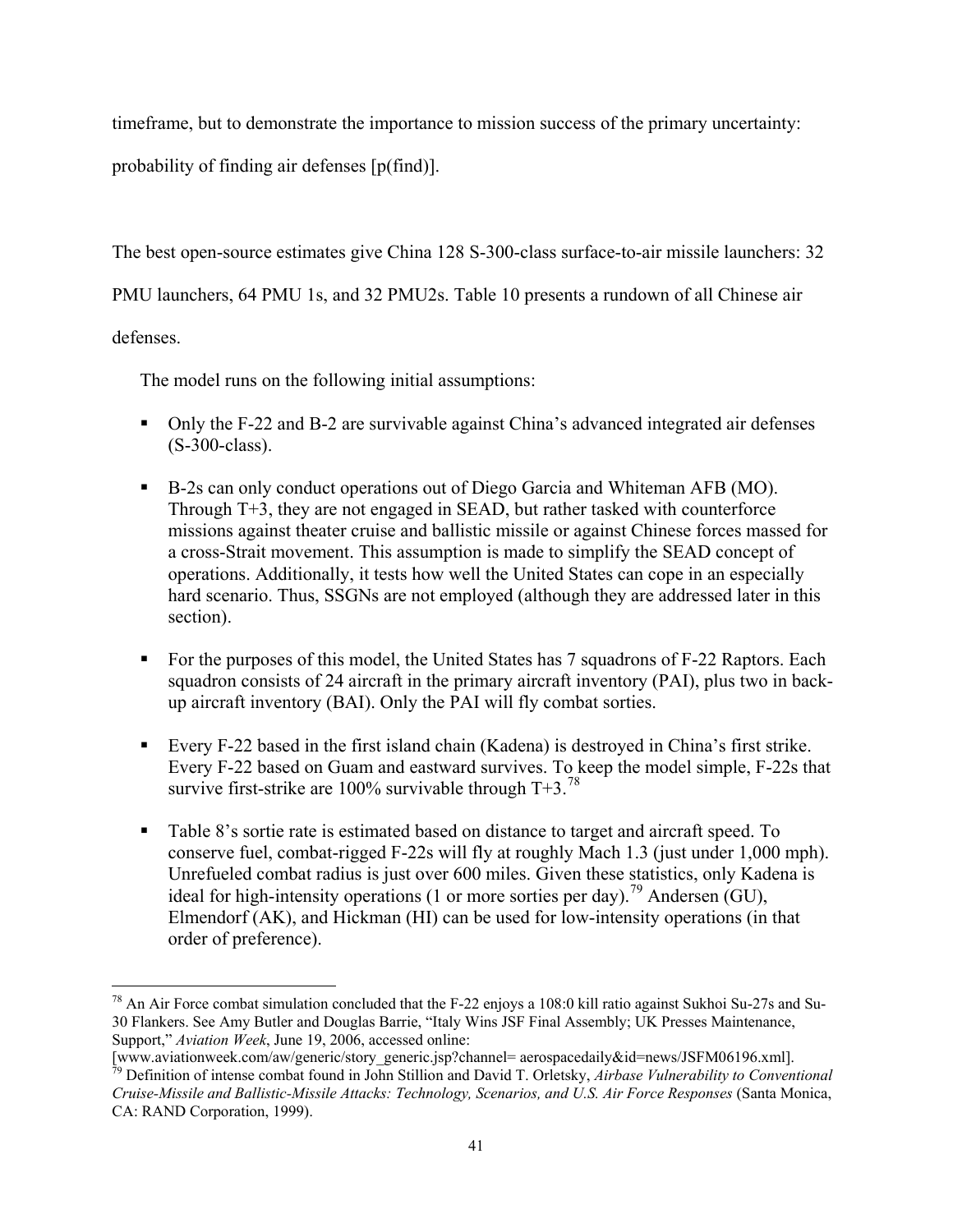timeframe, but to demonstrate the importance to mission success of the primary uncertainty: probability of finding air defenses [p(find)].

The best open-source estimates give China 128 S-300-class surface-to-air missile launchers: 32 PMU launchers, 64 PMU 1s, and 32 PMU2s. Table 10 presents a rundown of all Chinese air defenses.

The model runs on the following initial assumptions:

- Only the F-22 and B-2 are survivable against China's advanced integrated air defenses (S-300-class).
- B-2s can only conduct operations out of Diego Garcia and Whiteman AFB (MO). Through T+3, they are not engaged in SEAD, but rather tasked with counterforce missions against theater cruise and ballistic missile or against Chinese forces massed for a cross-Strait movement. This assumption is made to simplify the SEAD concept of operations. Additionally, it tests how well the United States can cope in an especially hard scenario. Thus, SSGNs are not employed (although they are addressed later in this section).
- For the purposes of this model, the United States has 7 squadrons of F-22 Raptors. Each squadron consists of 24 aircraft in the primary aircraft inventory (PAI), plus two in back-up aircraft inventory (BAI). Only the PAI will fly combat sorties.
- Every F-22 based in the first island chain (Kadena) is destroyed in China's first strike. Every F-22 based on Guam and eastward survives. To keep the model simple, F-22s that survive first-strike are 100% survivable through T+3.[78]
- Table 8's sortie rate is estimated based on distance to target and aircraft speed. To conserve fuel, combat-rigged F-22s will fly at roughly Mach 1.3 (just under 1,000 mph). Unrefueled combat radius is just over 600 miles. Given these statistics, only Kadena is ideal for high-intensity operations (1 or more sorties per day).[79] Andersen (GU), Elmendorf (AK), and Hickman (HI) can be used for low-intensity operations (in that order of preference).

---

[78] An Air Force combat simulation concluded that the F-22 enjoys a 108:0 kill ratio against Sukhoi Su-27s and Su-30 Flankers. See Amy Butler and Douglas Barrie, "Italy Wins JSF Final Assembly; UK Presses Maintenance, Support," *Aviation Week*, June 19, 2006, accessed online: [www.aviationweek.com/aw/generic/story_generic.jsp?channel= aerospacedaily&id=news/JSFM06196.xml].

[79] Definition of intense combat found in John Stillion and David T. Orletsky, *Airbase Vulnerability to Conventional Cruise-Missile and Ballistic-Missile Attacks: Technology, Scenarios, and U.S. Air Force Responses* (Santa Monica, CA: RAND Corporation, 1999).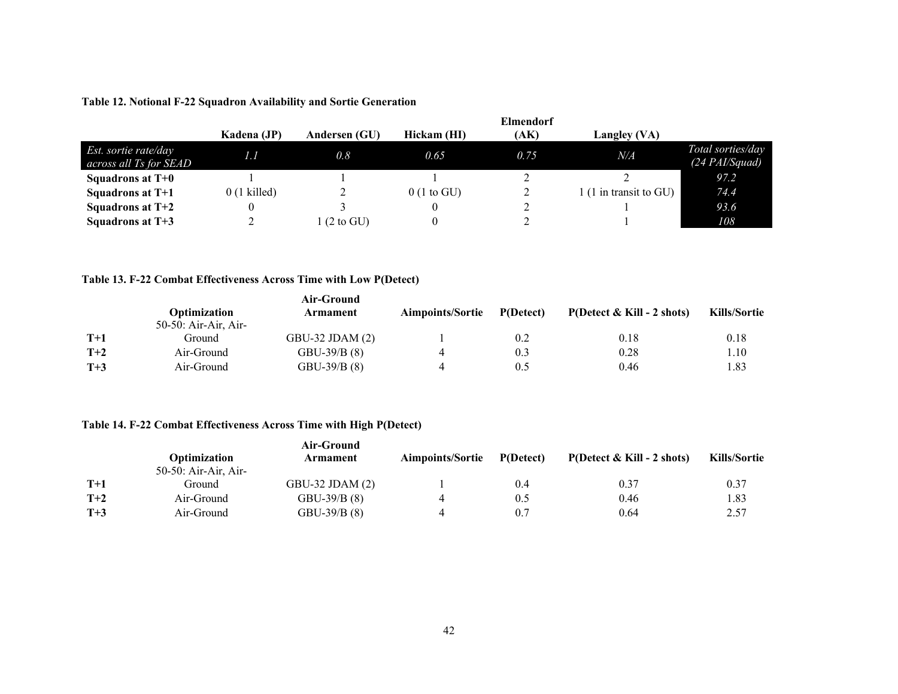**Table 12. Notional F-22 Squadron Availability and Sortie Generation**

| | Kadena (JP) | Andersen (GU) | Hickam (HI) | Elmendorf (AK) | Langley (VA) | |
|---|---|---|---|---|---|---|
| *Est. sortie rate/day across all Ts for SEAD* | *1.1* | *0.8* | *0.65* | *0.75* | *N/A* | *Total sorties/day (24 PAI/Squad)* |
| **Squadrons at T+0** | 1 | 1 | 1 | 2 | 2 | *97.2* |
| **Squadrons at T+1** | 0 (1 killed) | 2 | 0 (1 to GU) | 2 | 1 (1 in transit to GU) | *74.4* |
| **Squadrons at T+2** | 0 | 3 | 0 | 2 | 1 | *93.6* |
| **Squadrons at T+3** | 2 | 1 (2 to GU) | 0 | 2 | 1 | *108* |

**Table 13. F-22 Combat Effectiveness Across Time with Low P(Detect)**

| | Optimization | Air-Ground Armament | Aimpoints/Sortie | P(Detect) | P(Detect & Kill - 2 shots) | Kills/Sortie |
|---|---|---|---|---|---|---|
| **T+1** | 50-50: Air-Air, Air-Ground | GBU-32 JDAM (2) | 1 | 0.2 | 0.18 | 0.18 |
| **T+2** | Air-Ground | GBU-39/B (8) | 4 | 0.3 | 0.28 | 1.10 |
| **T+3** | Air-Ground | GBU-39/B (8) | 4 | 0.5 | 0.46 | 1.83 |

**Table 14. F-22 Combat Effectiveness Across Time with High P(Detect)**

| | Optimization | Air-Ground Armament | Aimpoints/Sortie | P(Detect) | P(Detect & Kill - 2 shots) | Kills/Sortie |
|---|---|---|---|---|---|---|
| **T+1** | 50-50: Air-Air, Air-Ground | GBU-32 JDAM (2) | 1 | 0.4 | 0.37 | 0.37 |
| **T+2** | Air-Ground | GBU-39/B (8) | 4 | 0.5 | 0.46 | 1.83 |
| **T+3** | Air-Ground | GBU-39/B (8) | 4 | 0.7 | 0.64 | 2.57 |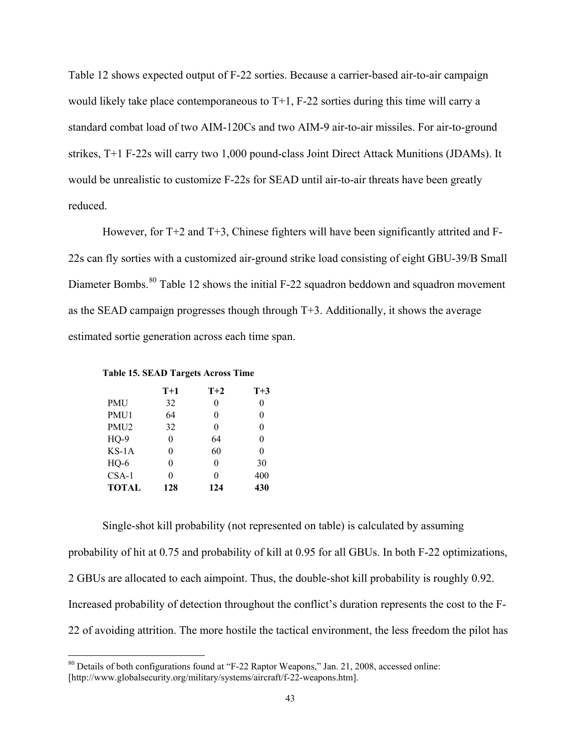Table 12 shows expected output of F-22 sorties. Because a carrier-based air-to-air campaign would likely take place contemporaneous to T+1, F-22 sorties during this time will carry a standard combat load of two AIM-120Cs and two AIM-9 air-to-air missiles. For air-to-ground strikes, T+1 F-22s will carry two 1,000 pound-class Joint Direct Attack Munitions (JDAMs). It would be unrealistic to customize F-22s for SEAD until air-to-air threats have been greatly reduced.

However, for T+2 and T+3, Chinese fighters will have been significantly attrited and F-22s can fly sorties with a customized air-ground strike load consisting of eight GBU-39/B Small Diameter Bombs.[80] Table 12 shows the initial F-22 squadron beddown and squadron movement as the SEAD campaign progresses though through T+3. Additionally, it shows the average estimated sortie generation across each time span.

**Table 15. SEAD Targets Across Time**

| | **T+1** | **T+2** | **T+3** |
|---|---|---|---|
| PMU | 32 | 0 | 0 |
| PMU1 | 64 | 0 | 0 |
| PMU2 | 32 | 0 | 0 |
| HQ-9 | 0 | 64 | 0 |
| KS-1A | 0 | 60 | 0 |
| HQ-6 | 0 | 0 | 30 |
| CSA-1 | 0 | 0 | 400 |
| **TOTAL** | **128** | **124** | **430** |

Single-shot kill probability (not represented on table) is calculated by assuming probability of hit at 0.75 and probability of kill at 0.95 for all GBUs. In both F-22 optimizations, 2 GBUs are allocated to each aimpoint. Thus, the double-shot kill probability is roughly 0.92. Increased probability of detection throughout the conflict's duration represents the cost to the F-22 of avoiding attrition. The more hostile the tactical environment, the less freedom the pilot has

[80] Details of both configurations found at "F-22 Raptor Weapons," Jan. 21, 2008, accessed online: [http://www.globalsecurity.org/military/systems/aircraft/f-22-weapons.htm].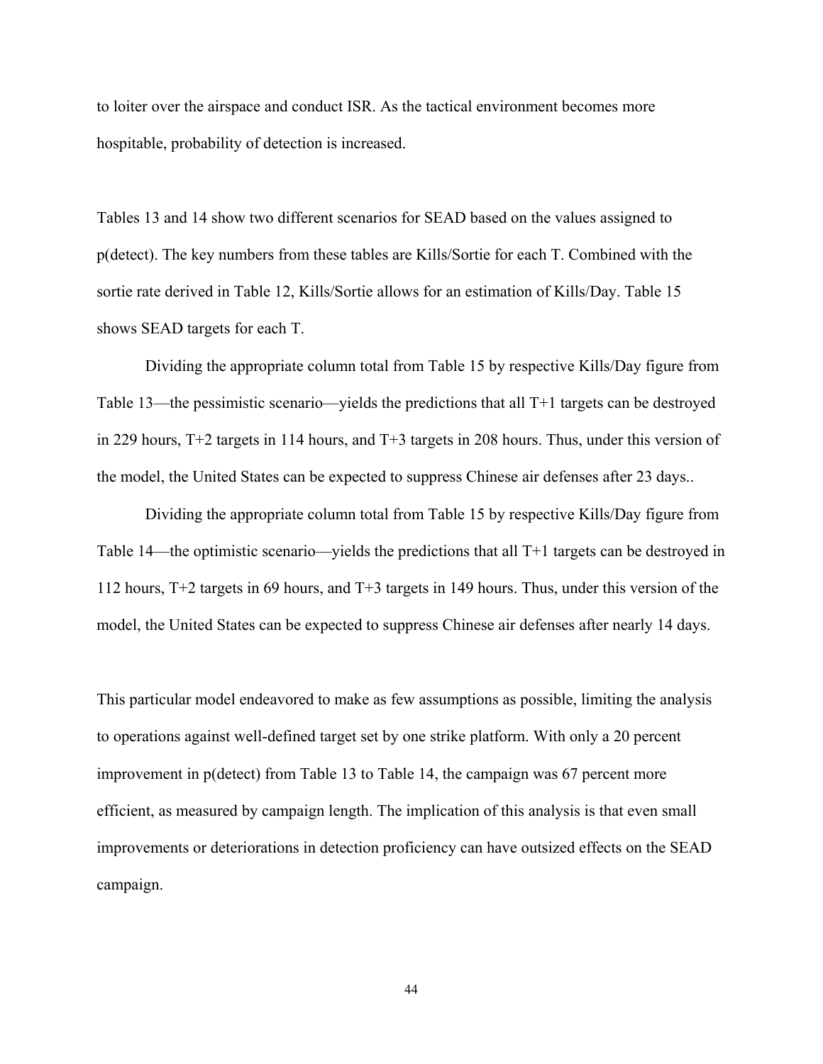to loiter over the airspace and conduct ISR. As the tactical environment becomes more hospitable, probability of detection is increased.

Tables 13 and 14 show two different scenarios for SEAD based on the values assigned to p(detect). The key numbers from these tables are Kills/Sortie for each T. Combined with the sortie rate derived in Table 12, Kills/Sortie allows for an estimation of Kills/Day. Table 15 shows SEAD targets for each T.

Dividing the appropriate column total from Table 15 by respective Kills/Day figure from Table 13—the pessimistic scenario—yields the predictions that all T+1 targets can be destroyed in 229 hours, T+2 targets in 114 hours, and T+3 targets in 208 hours. Thus, under this version of the model, the United States can be expected to suppress Chinese air defenses after 23 days..

Dividing the appropriate column total from Table 15 by respective Kills/Day figure from Table 14—the optimistic scenario—yields the predictions that all T+1 targets can be destroyed in 112 hours, T+2 targets in 69 hours, and T+3 targets in 149 hours. Thus, under this version of the model, the United States can be expected to suppress Chinese air defenses after nearly 14 days.

This particular model endeavored to make as few assumptions as possible, limiting the analysis to operations against well-defined target set by one strike platform. With only a 20 percent improvement in p(detect) from Table 13 to Table 14, the campaign was 67 percent more efficient, as measured by campaign length. The implication of this analysis is that even small improvements or deteriorations in detection proficiency can have outsized effects on the SEAD campaign.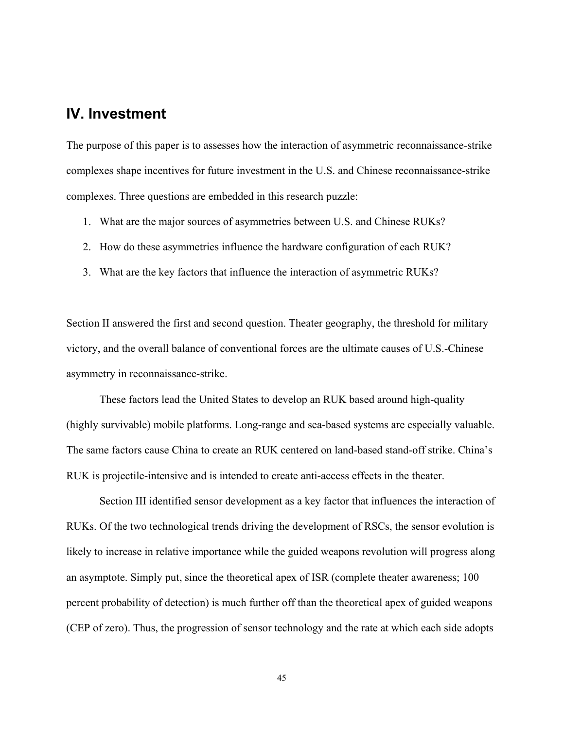## IV. Investment

The purpose of this paper is to assesses how the interaction of asymmetric reconnaissance-strike complexes shape incentives for future investment in the U.S. and Chinese reconnaissance-strike complexes. Three questions are embedded in this research puzzle:

1. What are the major sources of asymmetries between U.S. and Chinese RUKs?
2. How do these asymmetries influence the hardware configuration of each RUK?
3. What are the key factors that influence the interaction of asymmetric RUKs?

Section II answered the first and second question. Theater geography, the threshold for military victory, and the overall balance of conventional forces are the ultimate causes of U.S.-Chinese asymmetry in reconnaissance-strike.

These factors lead the United States to develop an RUK based around high-quality (highly survivable) mobile platforms. Long-range and sea-based systems are especially valuable. The same factors cause China to create an RUK centered on land-based stand-off strike. China's RUK is projectile-intensive and is intended to create anti-access effects in the theater.

Section III identified sensor development as a key factor that influences the interaction of RUKs. Of the two technological trends driving the development of RSCs, the sensor evolution is likely to increase in relative importance while the guided weapons revolution will progress along an asymptote. Simply put, since the theoretical apex of ISR (complete theater awareness; 100 percent probability of detection) is much further off than the theoretical apex of guided weapons (CEP of zero). Thus, the progression of sensor technology and the rate at which each side adopts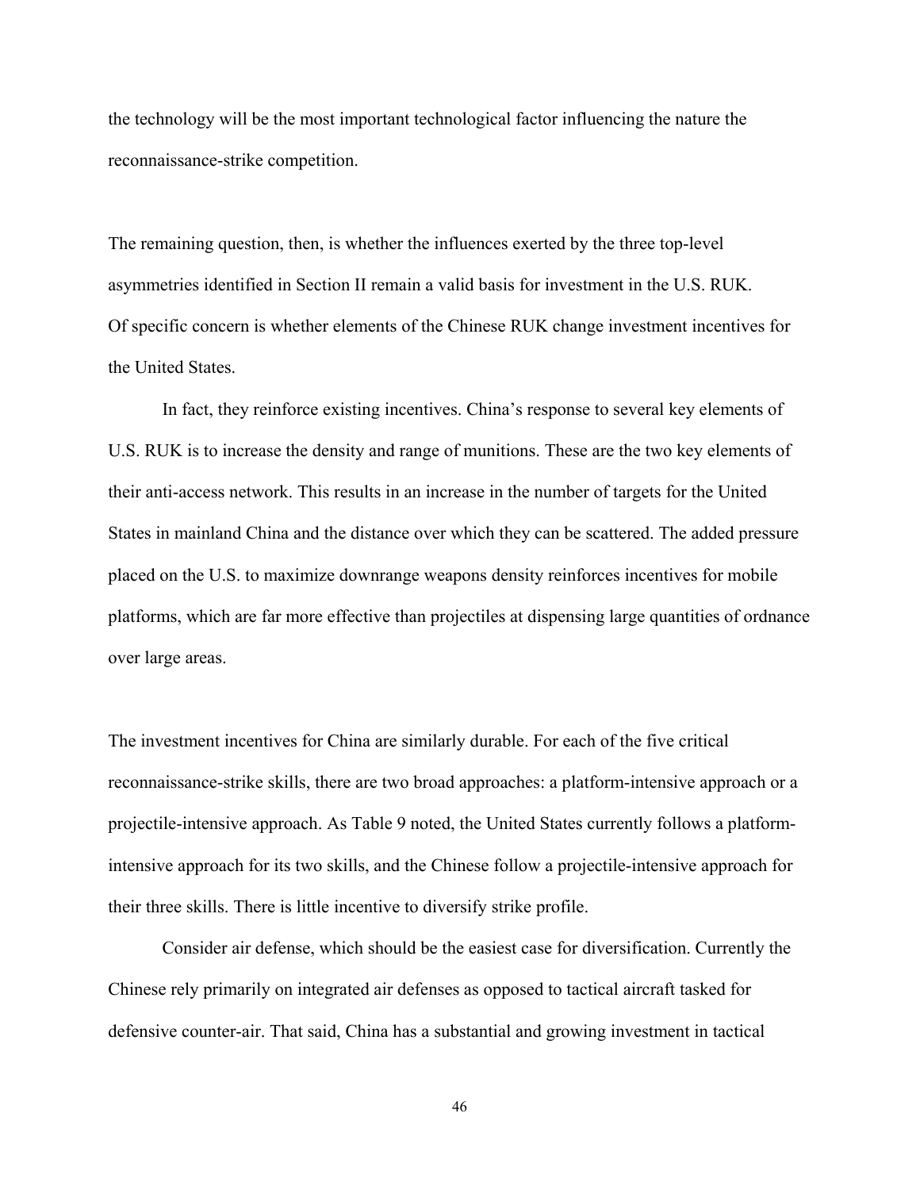the technology will be the most important technological factor influencing the nature the reconnaissance-strike competition.

The remaining question, then, is whether the influences exerted by the three top-level asymmetries identified in Section II remain a valid basis for investment in the U.S. RUK. Of specific concern is whether elements of the Chinese RUK change investment incentives for the United States.

In fact, they reinforce existing incentives. China's response to several key elements of U.S. RUK is to increase the density and range of munitions. These are the two key elements of their anti-access network. This results in an increase in the number of targets for the United States in mainland China and the distance over which they can be scattered. The added pressure placed on the U.S. to maximize downrange weapons density reinforces incentives for mobile platforms, which are far more effective than projectiles at dispensing large quantities of ordnance over large areas.

The investment incentives for China are similarly durable. For each of the five critical reconnaissance-strike skills, there are two broad approaches: a platform-intensive approach or a projectile-intensive approach. As Table 9 noted, the United States currently follows a platform-intensive approach for its two skills, and the Chinese follow a projectile-intensive approach for their three skills. There is little incentive to diversify strike profile.

Consider air defense, which should be the easiest case for diversification. Currently the Chinese rely primarily on integrated air defenses as opposed to tactical aircraft tasked for defensive counter-air. That said, China has a substantial and growing investment in tactical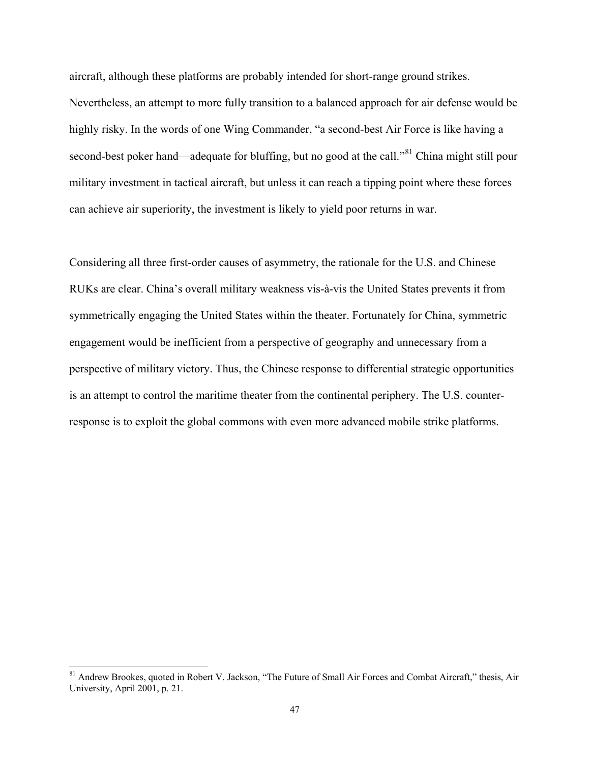aircraft, although these platforms are probably intended for short-range ground strikes. Nevertheless, an attempt to more fully transition to a balanced approach for air defense would be highly risky. In the words of one Wing Commander, "a second-best Air Force is like having a second-best poker hand—adequate for bluffing, but no good at the call."[81] China might still pour military investment in tactical aircraft, but unless it can reach a tipping point where these forces can achieve air superiority, the investment is likely to yield poor returns in war.

Considering all three first-order causes of asymmetry, the rationale for the U.S. and Chinese RUKs are clear. China's overall military weakness vis-à-vis the United States prevents it from symmetrically engaging the United States within the theater. Fortunately for China, symmetric engagement would be inefficient from a perspective of geography and unnecessary from a perspective of military victory. Thus, the Chinese response to differential strategic opportunities is an attempt to control the maritime theater from the continental periphery. The U.S. counter-response is to exploit the global commons with even more advanced mobile strike platforms.

---

[81] Andrew Brookes, quoted in Robert V. Jackson, "The Future of Small Air Forces and Combat Aircraft," thesis, Air University, April 2001, p. 21.